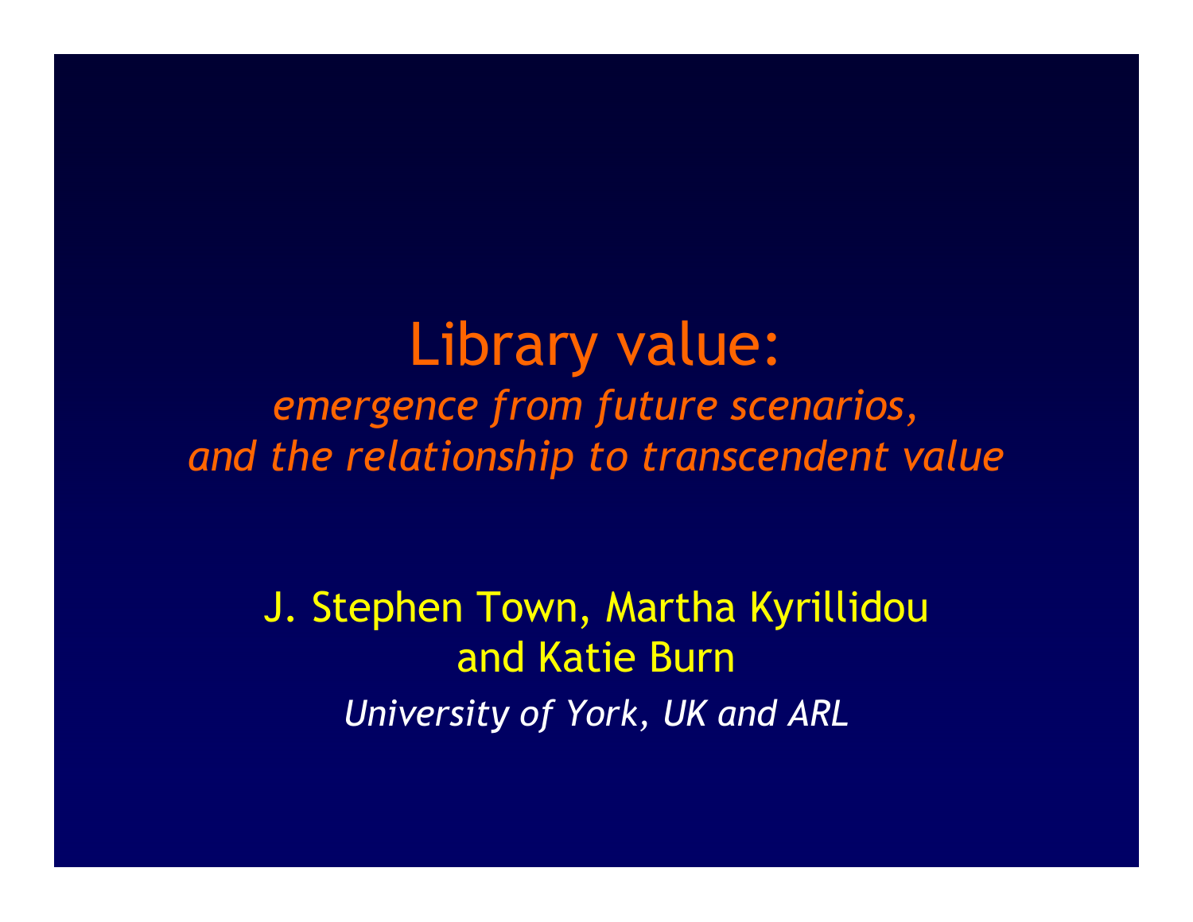# Library value:

*emergence from future scenarios, and the relationship to transcendent value*

J. Stephen Town, Martha Kyrillidou and Katie Burn

*University of York, UK and ARL*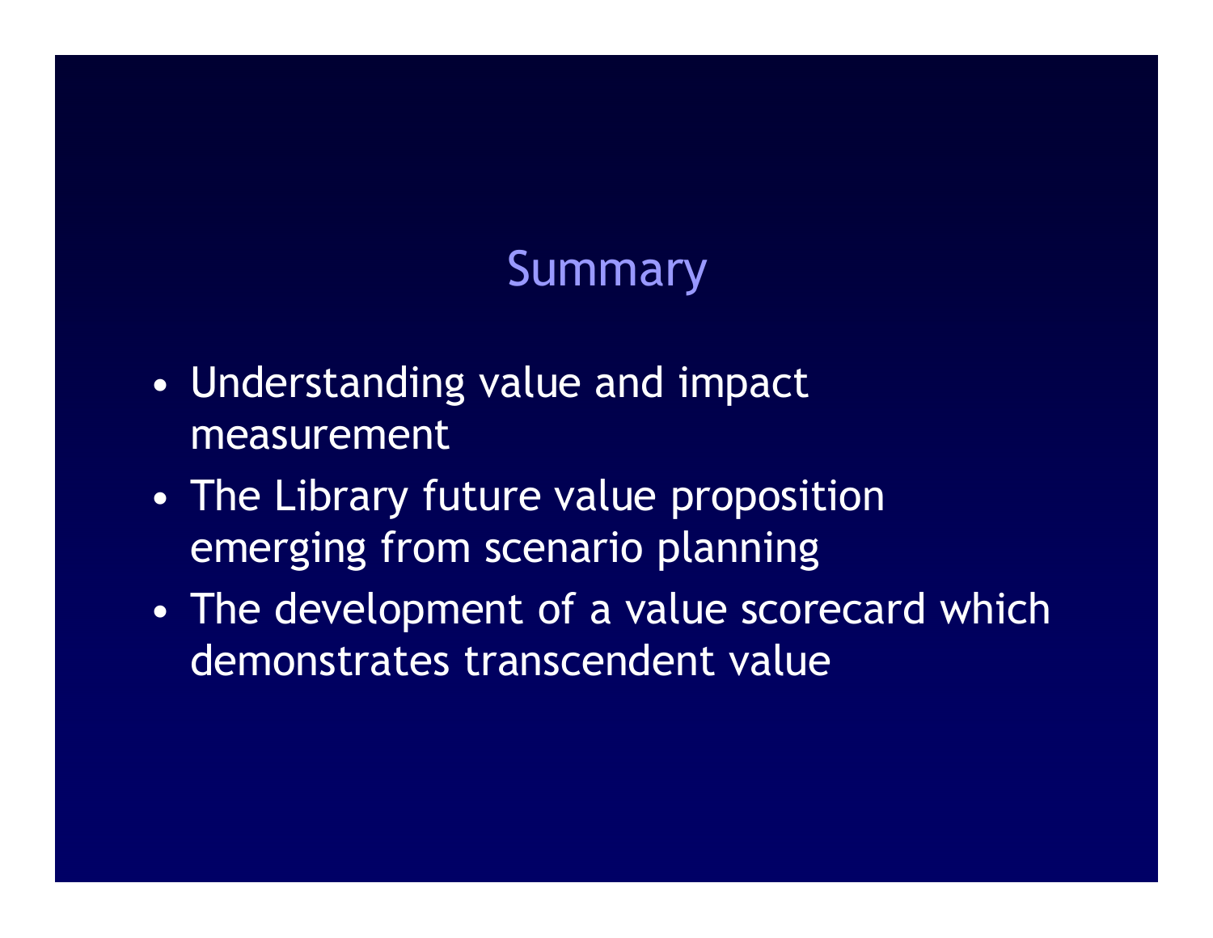# Summary

- Understanding value and impact measurement
- The Library future value proposition emerging from scenario planning
- The development of a value scorecard which demonstrates transcendent value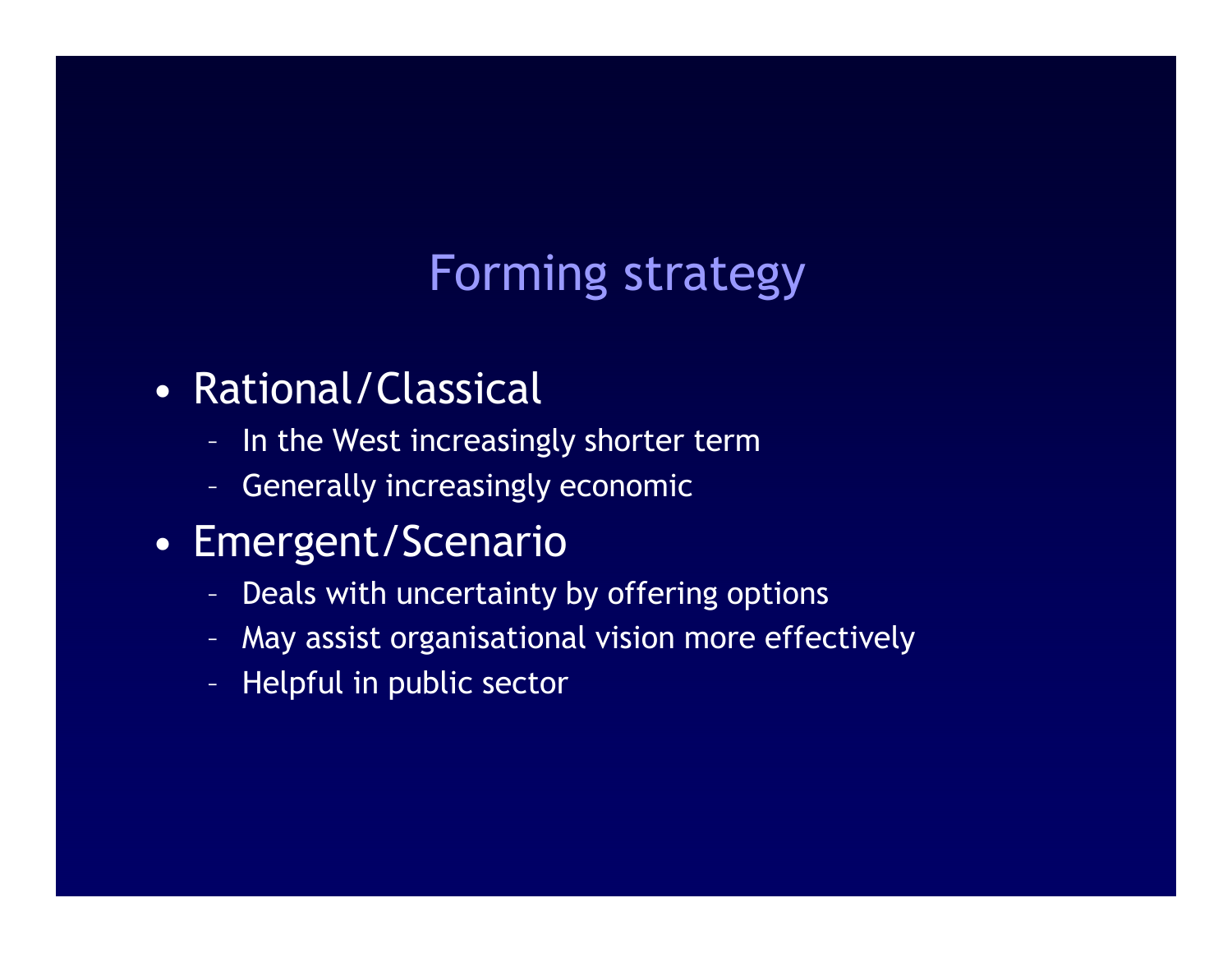# Forming strategy

- Rational/Classical
  - In the West increasingly shorter term
  - Generally increasingly economic
- Emergent/Scenario
  - Deals with uncertainty by offering options
  - May assist organisational vision more effectively
  - Helpful in public sector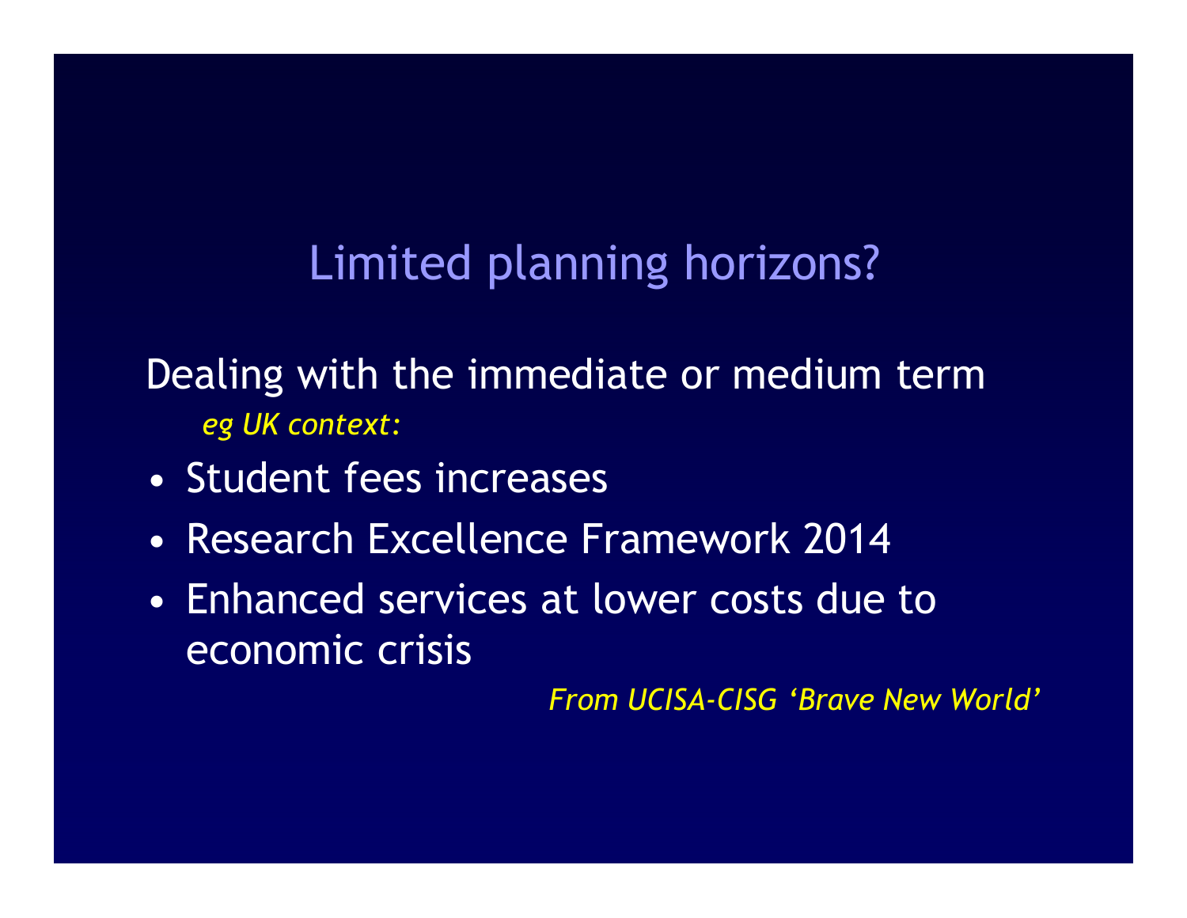## Limited planning horizons?

Dealing with the immediate or medium term

*eg UK context:*

- Student fees increases
- Research Excellence Framework 2014
- Enhanced services at lower costs due to economic crisis

*From UCISA-CISG 'Brave New World'*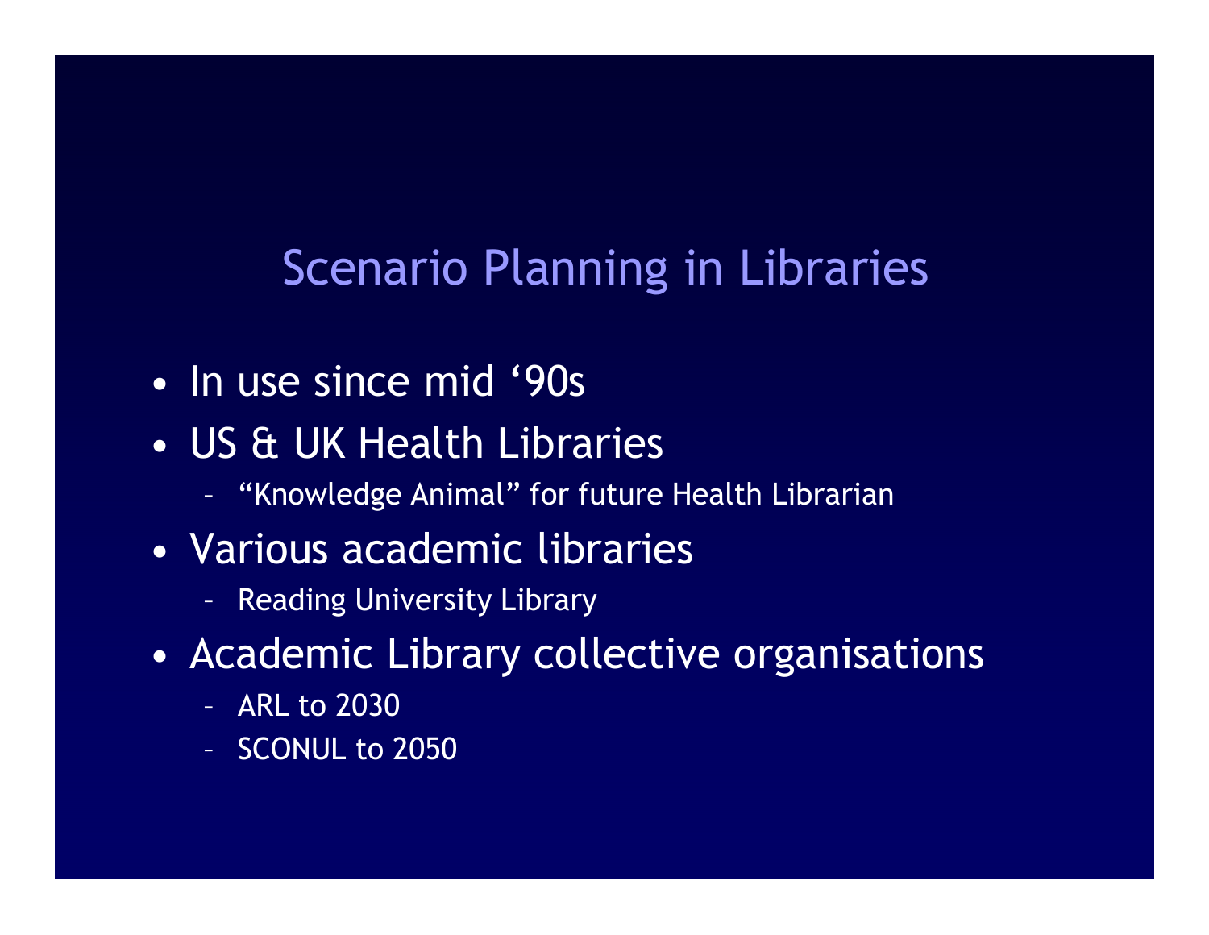# Scenario Planning in Libraries

- In use since mid ‘90s
- US & UK Health Libraries
  - “Knowledge Animal” for future Health Librarian
- Various academic libraries
  - Reading University Library
- Academic Library collective organisations
  - ARL to 2030
  - SCONUL to 2050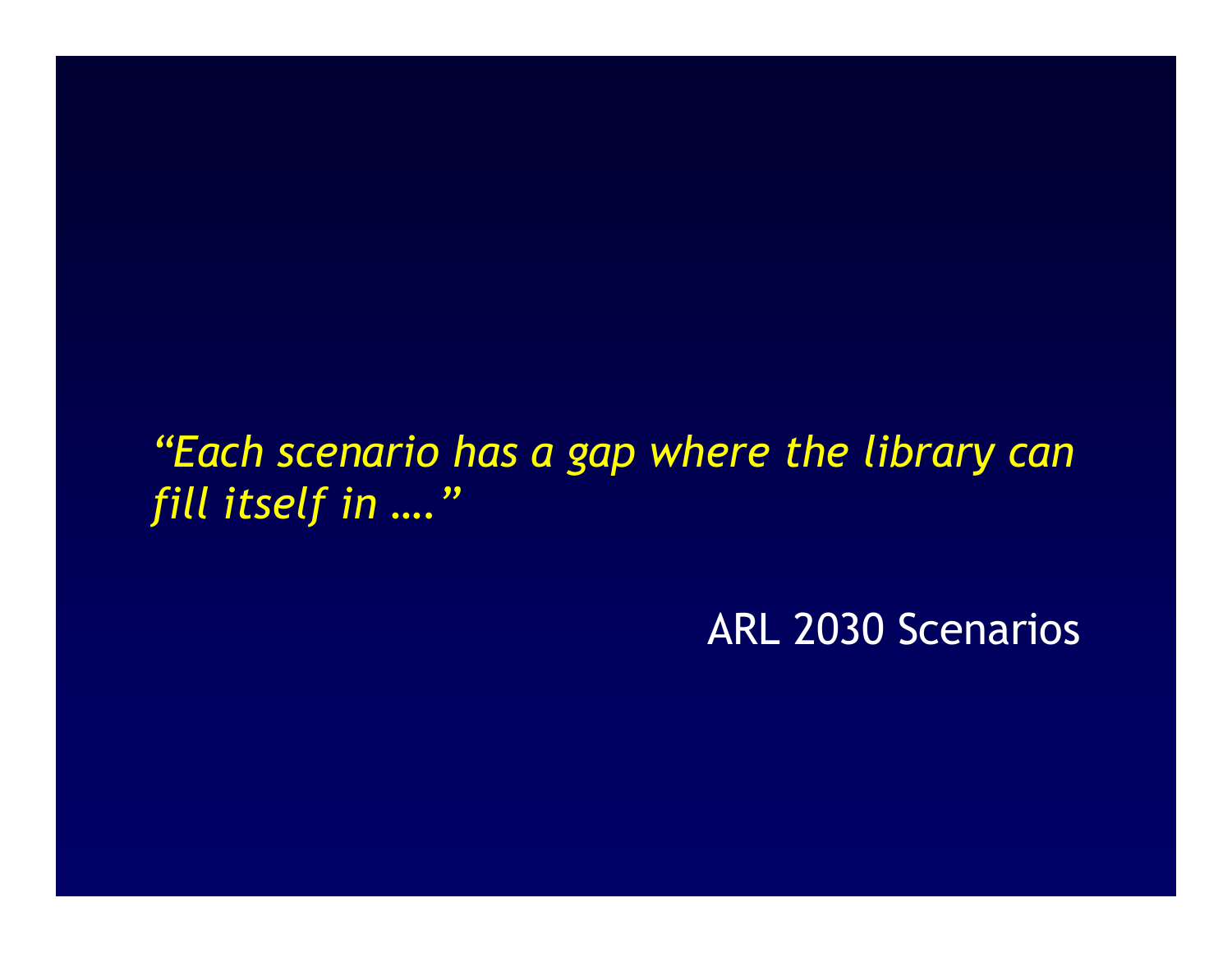*“Each scenario has a gap where the library can fill itself in ….”*

ARL 2030 Scenarios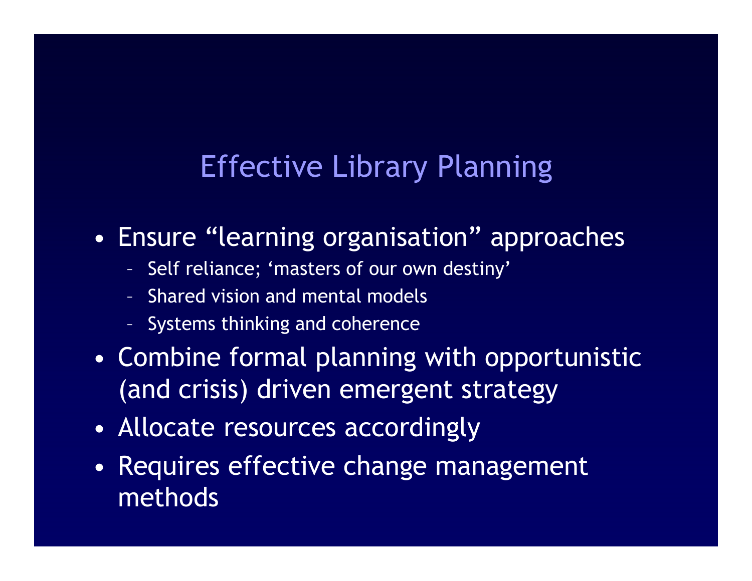# Effective Library Planning

- Ensure “learning organisation” approaches
  - Self reliance; ‘masters of our own destiny’
  - Shared vision and mental models
  - Systems thinking and coherence
- Combine formal planning with opportunistic (and crisis) driven emergent strategy
- Allocate resources accordingly
- Requires effective change management methods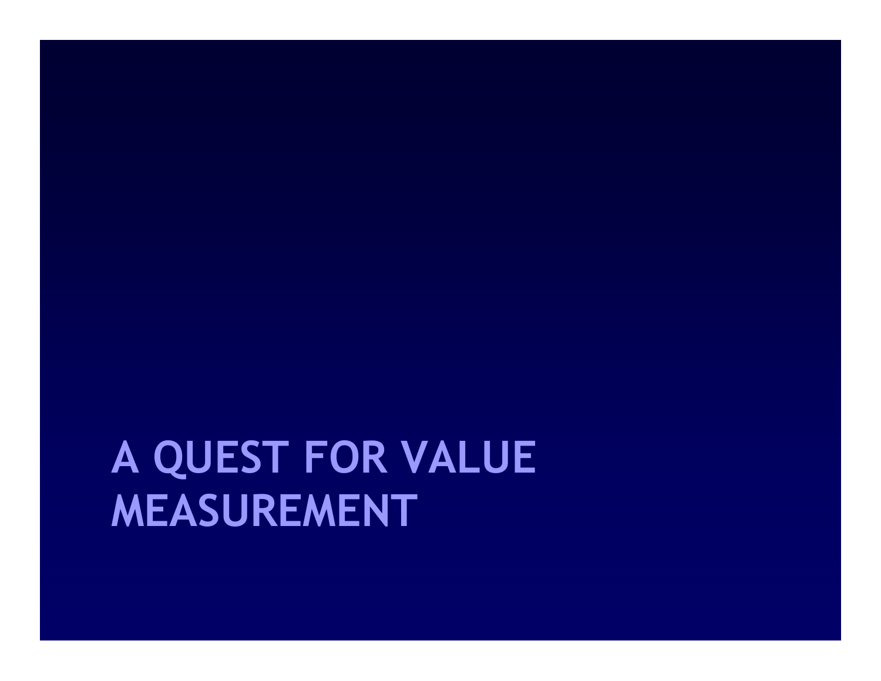# A QUEST FOR VALUE MEASUREMENT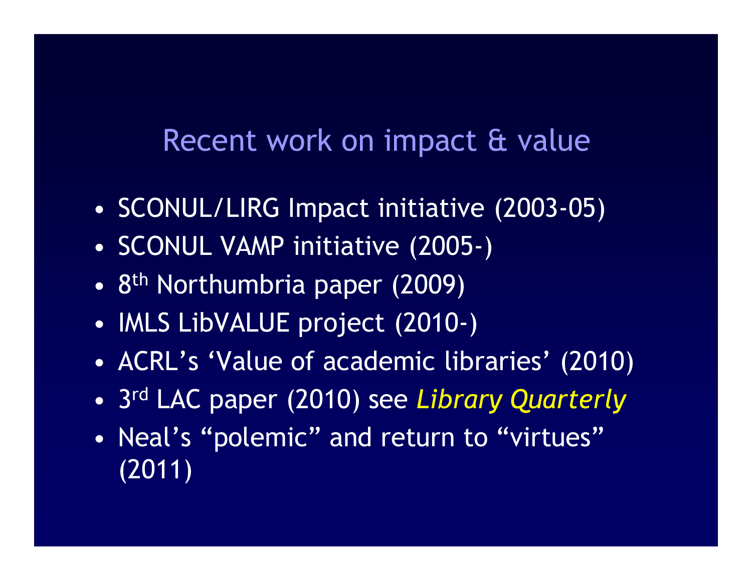## Recent work on impact & value

- SCONUL/LIRG Impact initiative (2003-05)
- SCONUL VAMP initiative (2005-)
- 8th Northumbria paper (2009)
- IMLS LibVALUE project (2010-)
- ACRL's 'Value of academic libraries' (2010)
- 3rd LAC paper (2010) see *Library Quarterly*
- Neal's "polemic" and return to "virtues" (2011)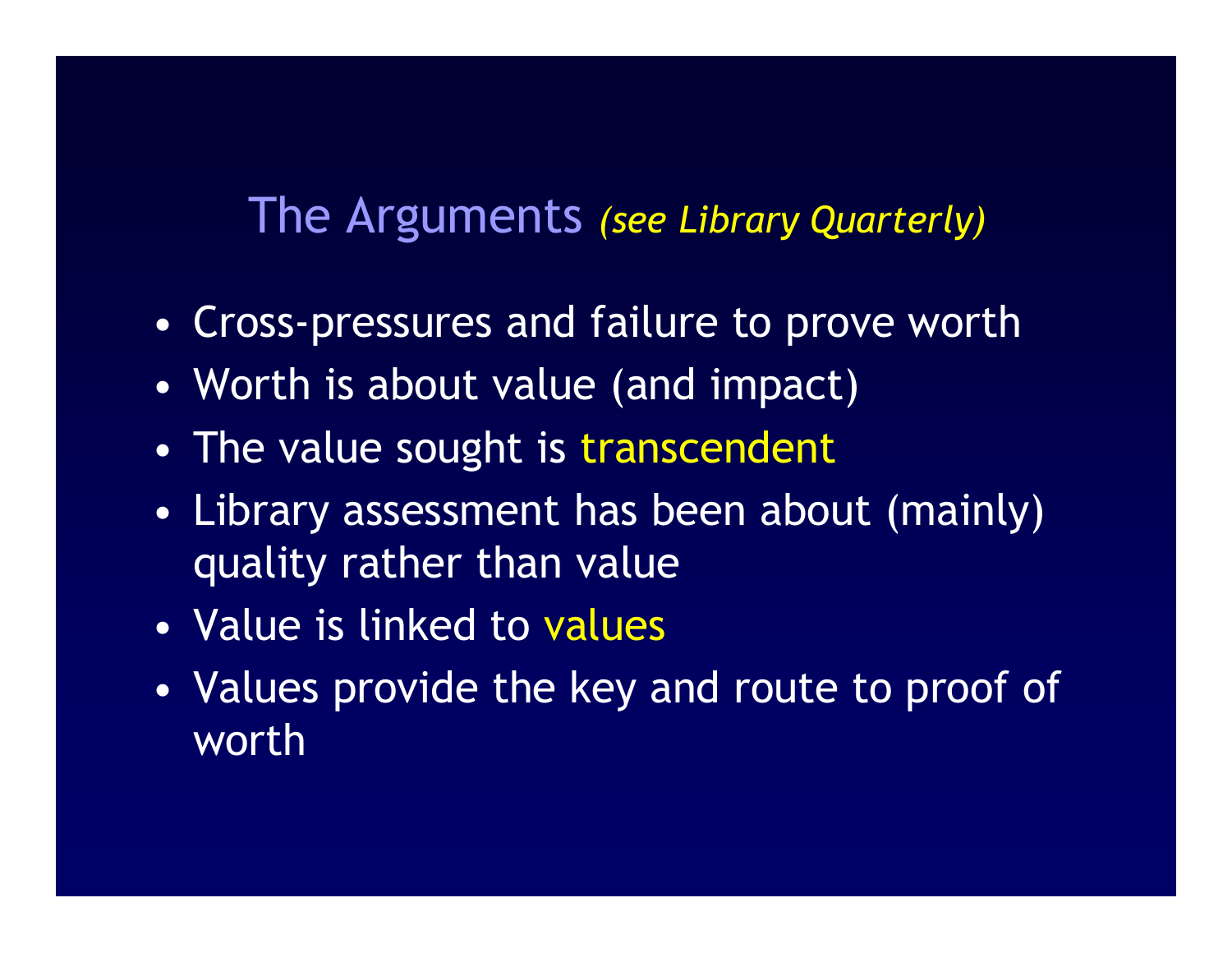# The Arguments *(see Library Quarterly)*

- Cross-pressures and failure to prove worth
- Worth is about value (and impact)
- The value sought is transcendent
- Library assessment has been about (mainly) quality rather than value
- Value is linked to values
- Values provide the key and route to proof of worth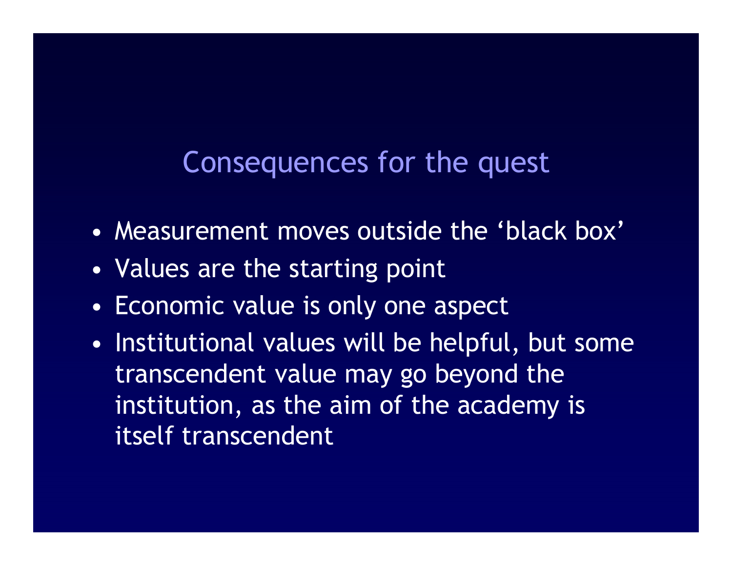## Consequences for the quest

- Measurement moves outside the 'black box'
- Values are the starting point
- Economic value is only one aspect
- Institutional values will be helpful, but some transcendent value may go beyond the institution, as the aim of the academy is itself transcendent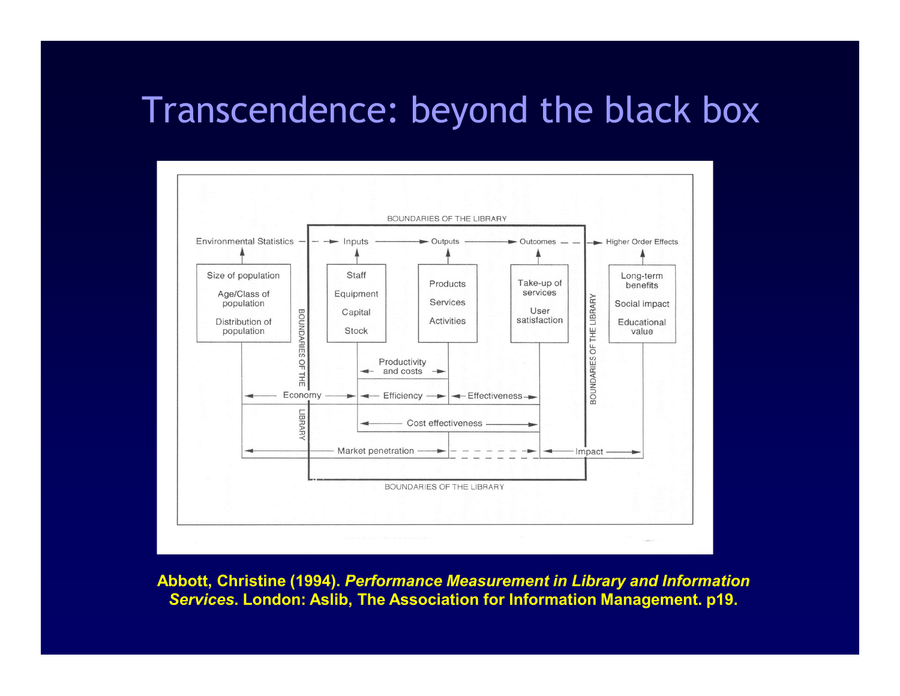# Transcendence: beyond the black box

BOUNDARIES OF THE LIBRARY

Environmental Statistics → Inputs → Outputs → Outcomes → Higher Order Effects

| Environmental Statistics | Inputs | Outputs | Outcomes | Higher Order Effects |
| --- | --- | --- | --- | --- |
| Size of population<br>Age/Class of population<br>Distribution of population | Staff<br>Equipment<br>Capital<br>Stock | Products<br>Services<br>Activities | Take-up of services<br>User satisfaction | Long-term benefits<br>Social impact<br>Educational value |

- Productivity and costs (Inputs ↔ Outputs)
- Economy (Environmental Statistics ↔ Inputs)
- Efficiency (Inputs ↔ Outputs)
- Effectiveness (Outputs ↔ Outcomes)
- Cost effectiveness (Inputs ↔ Outcomes)
- Market penetration (Environmental Statistics ↔ Outputs/Outcomes)
- Impact (Outcomes ↔ Higher Order Effects)

BOUNDARIES OF THE LIBRARY

**Abbott, Christine (1994). *Performance Measurement in Library and Information Services*. London: Aslib, The Association for Information Management. p19.**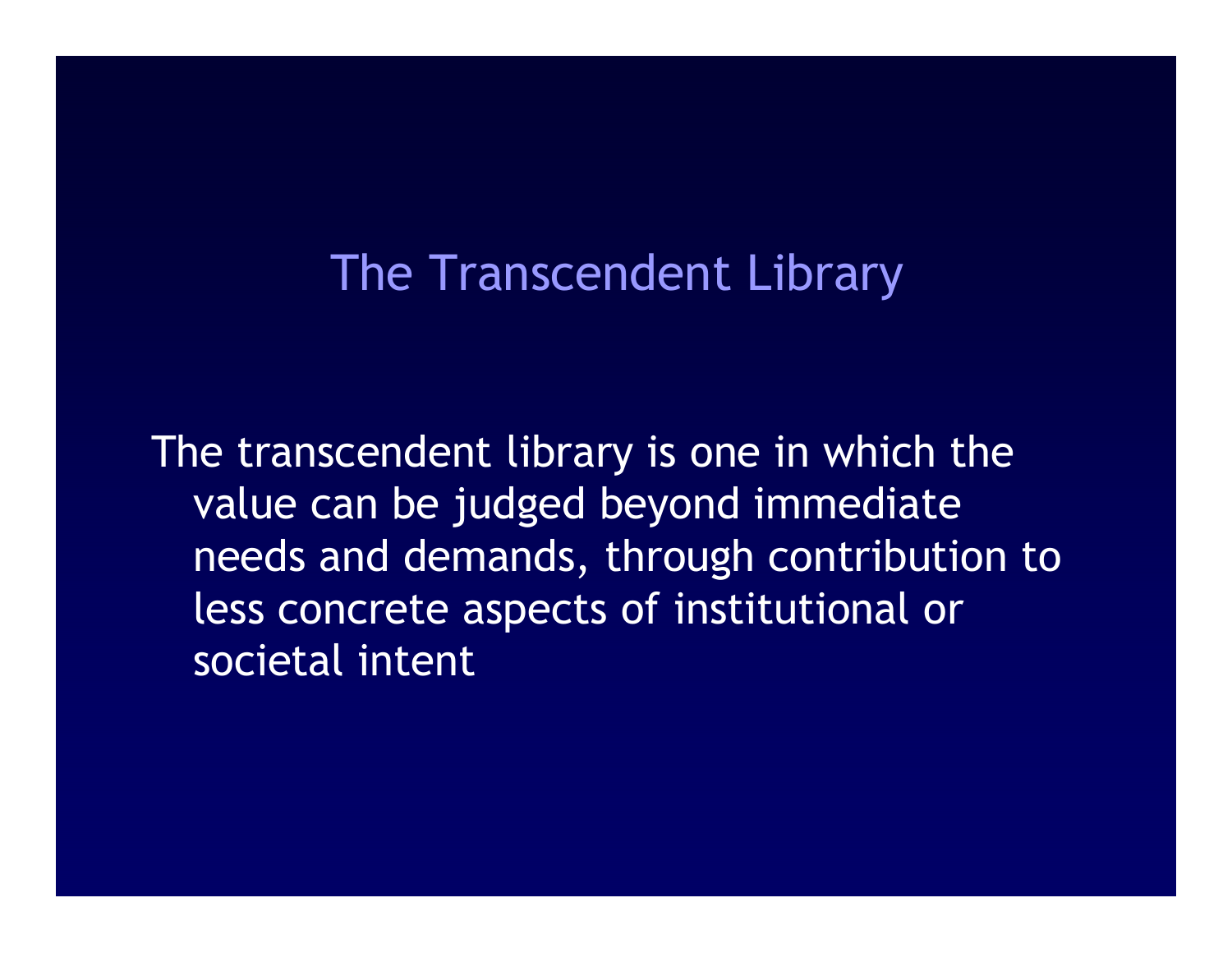# The Transcendent Library

The transcendent library is one in which the value can be judged beyond immediate needs and demands, through contribution to less concrete aspects of institutional or societal intent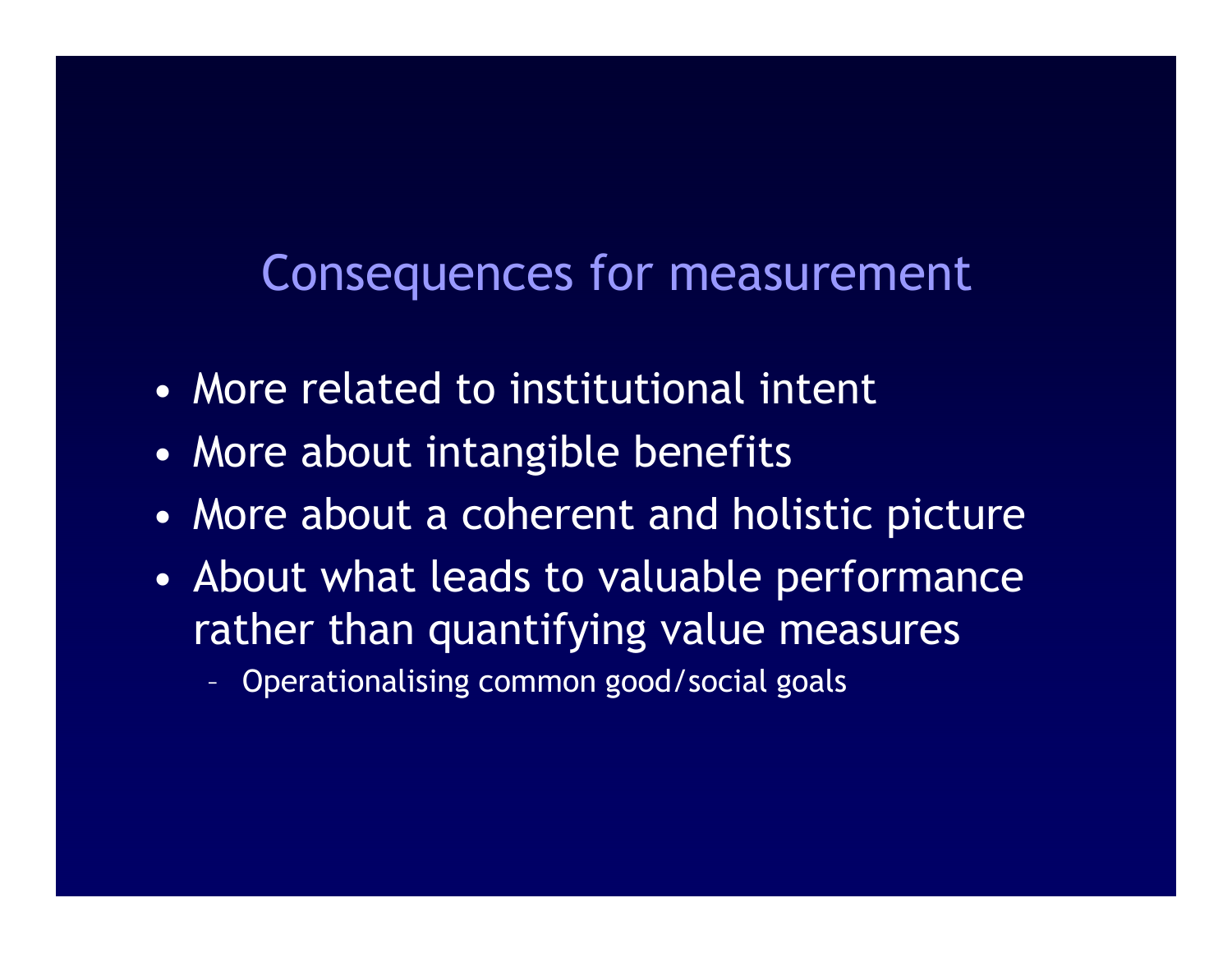## Consequences for measurement

- More related to institutional intent
- More about intangible benefits
- More about a coherent and holistic picture
- About what leads to valuable performance rather than quantifying value measures
  - Operationalising common good/social goals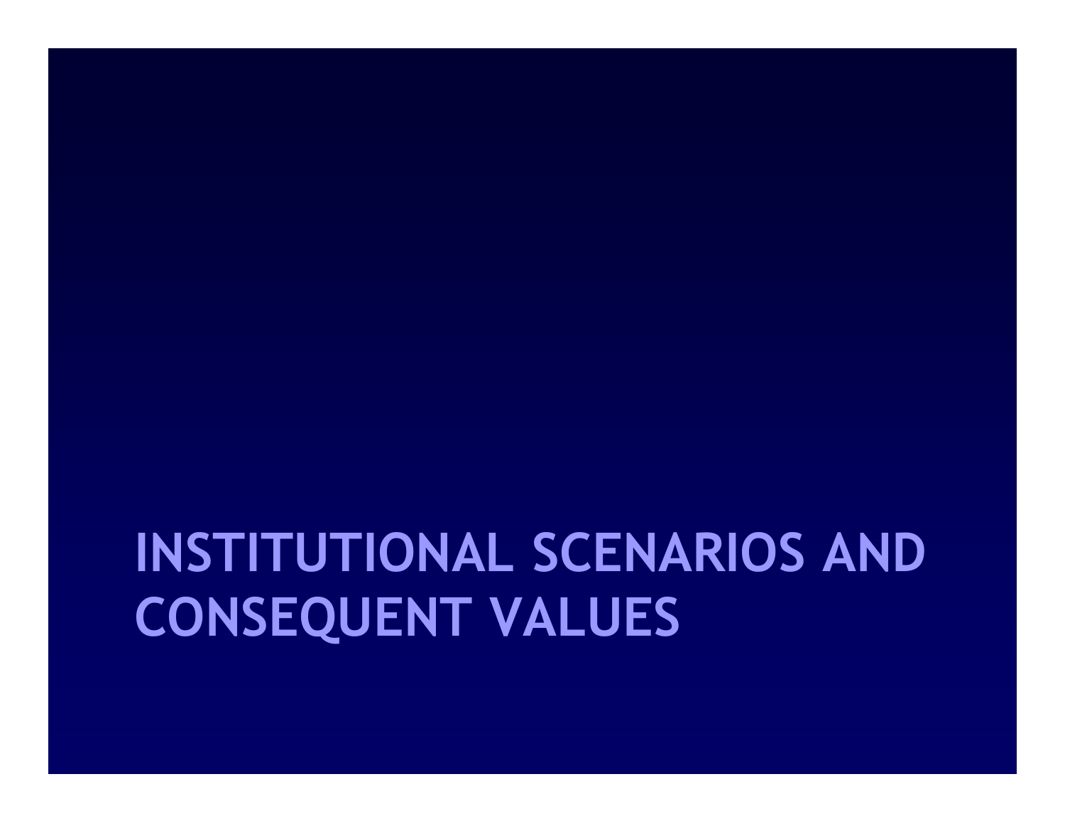# INSTITUTIONAL SCENARIOS AND CONSEQUENT VALUES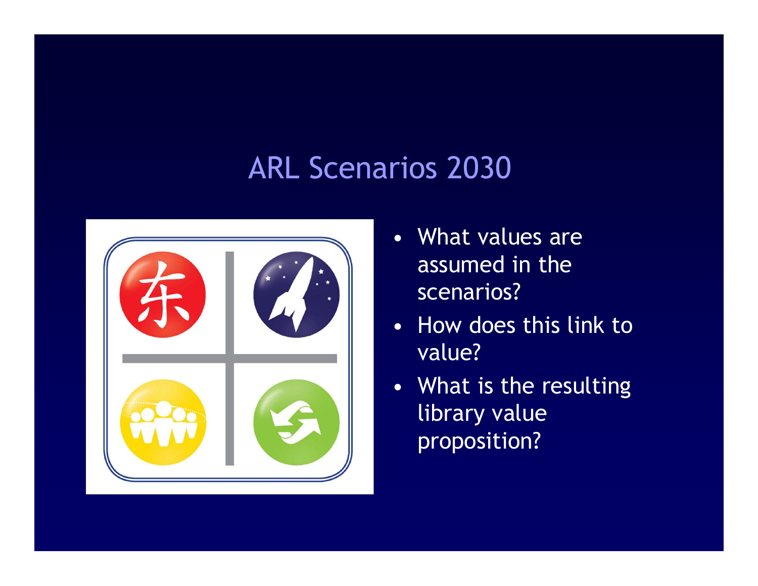## ARL Scenarios 2030

- What values are assumed in the scenarios?
- How does this link to value?
- What is the resulting library value proposition?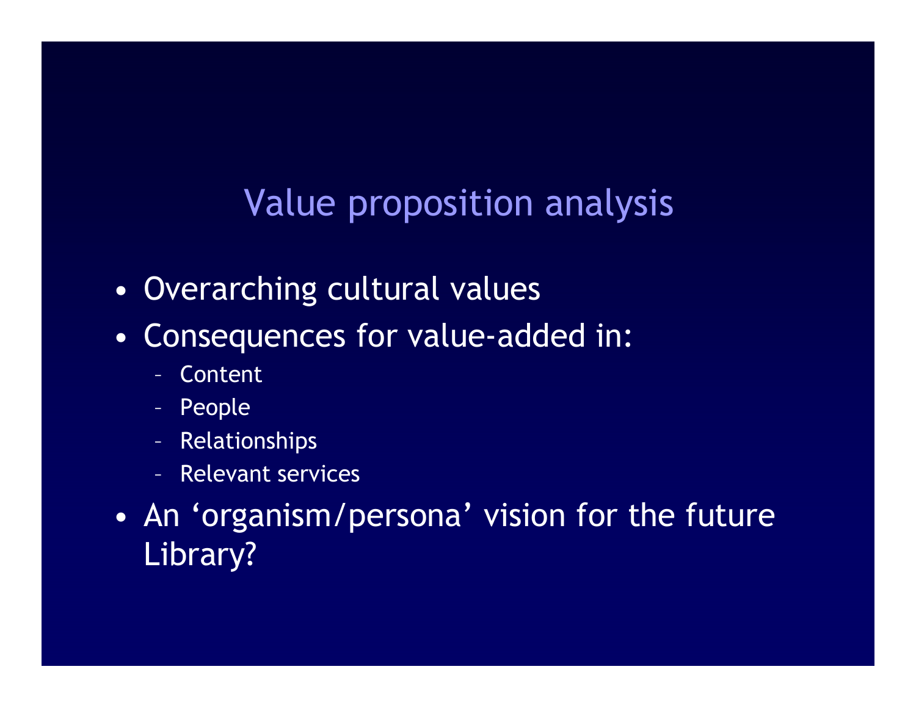## Value proposition analysis

- Overarching cultural values
- Consequences for value-added in:
  - Content
  - People
  - Relationships
  - Relevant services
- An ‘organism/persona’ vision for the future Library?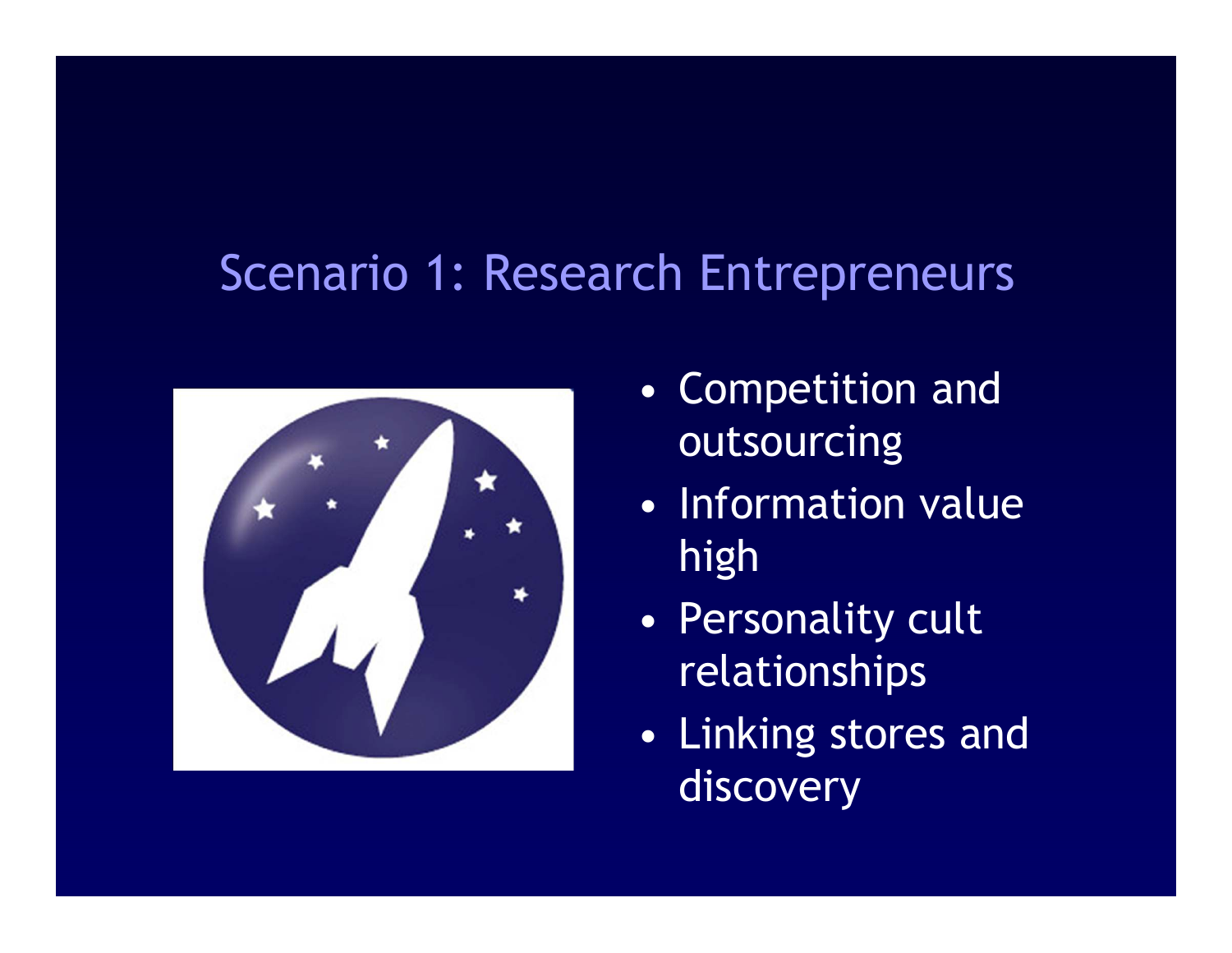# Scenario 1: Research Entrepreneurs

- Competition and outsourcing
- Information value high
- Personality cult relationships
- Linking stores and discovery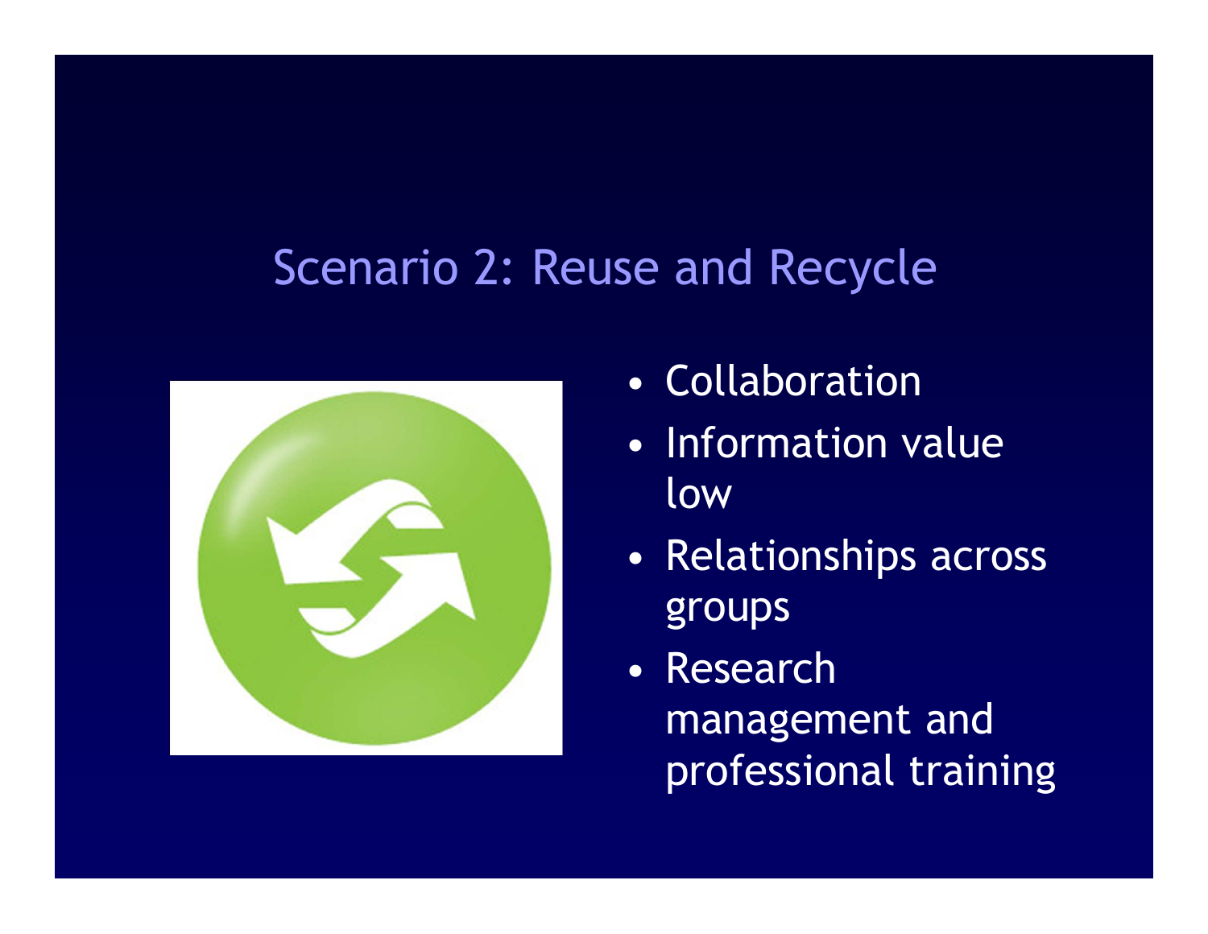# Scenario 2: Reuse and Recycle

- Collaboration
- Information value low
- Relationships across groups
- Research management and professional training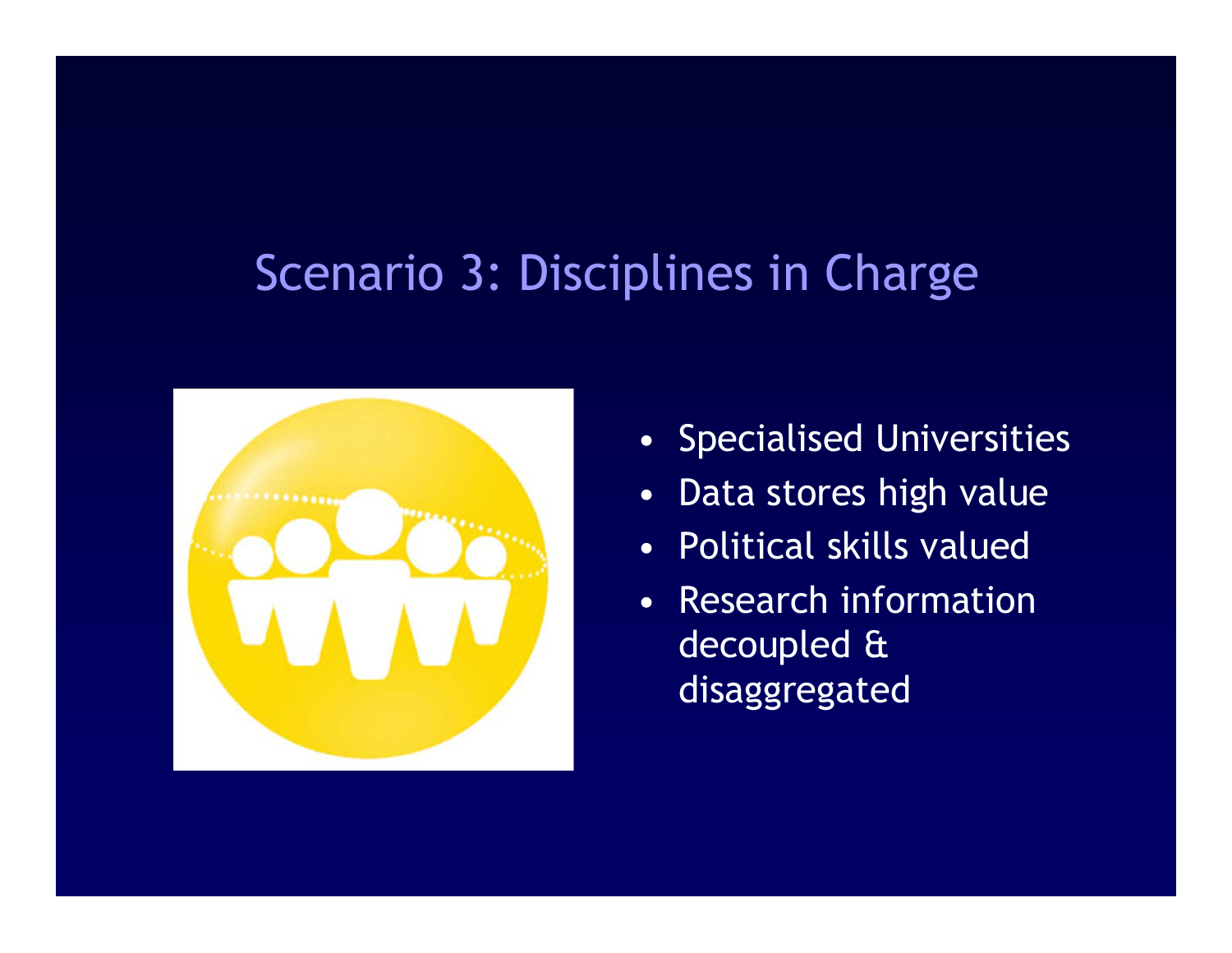# Scenario 3: Disciplines in Charge

- Specialised Universities
- Data stores high value
- Political skills valued
- Research information decoupled & disaggregated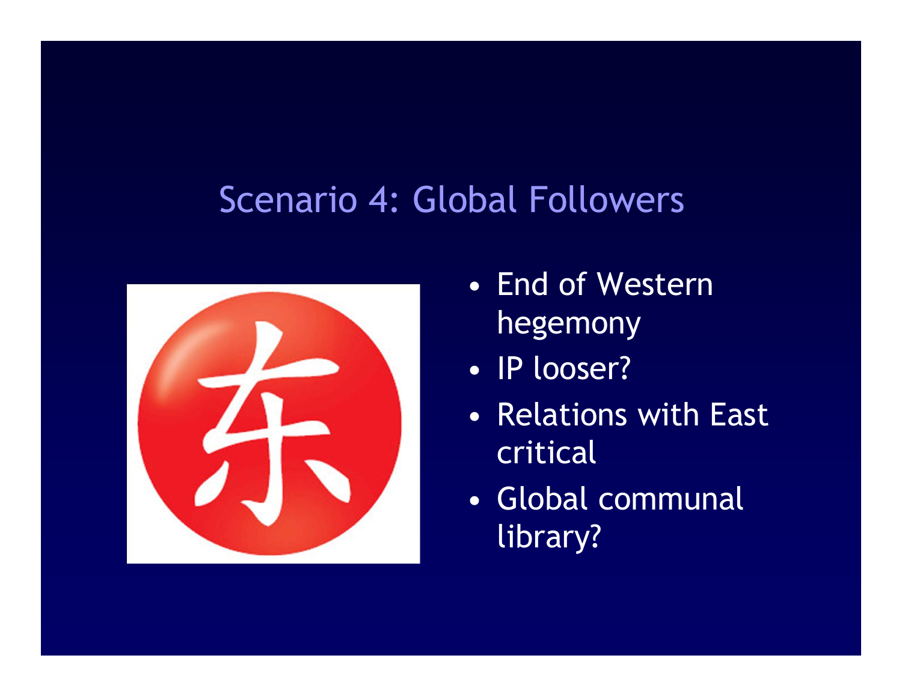## Scenario 4: Global Followers

- End of Western hegemony
- IP looser?
- Relations with East critical
- Global communal library?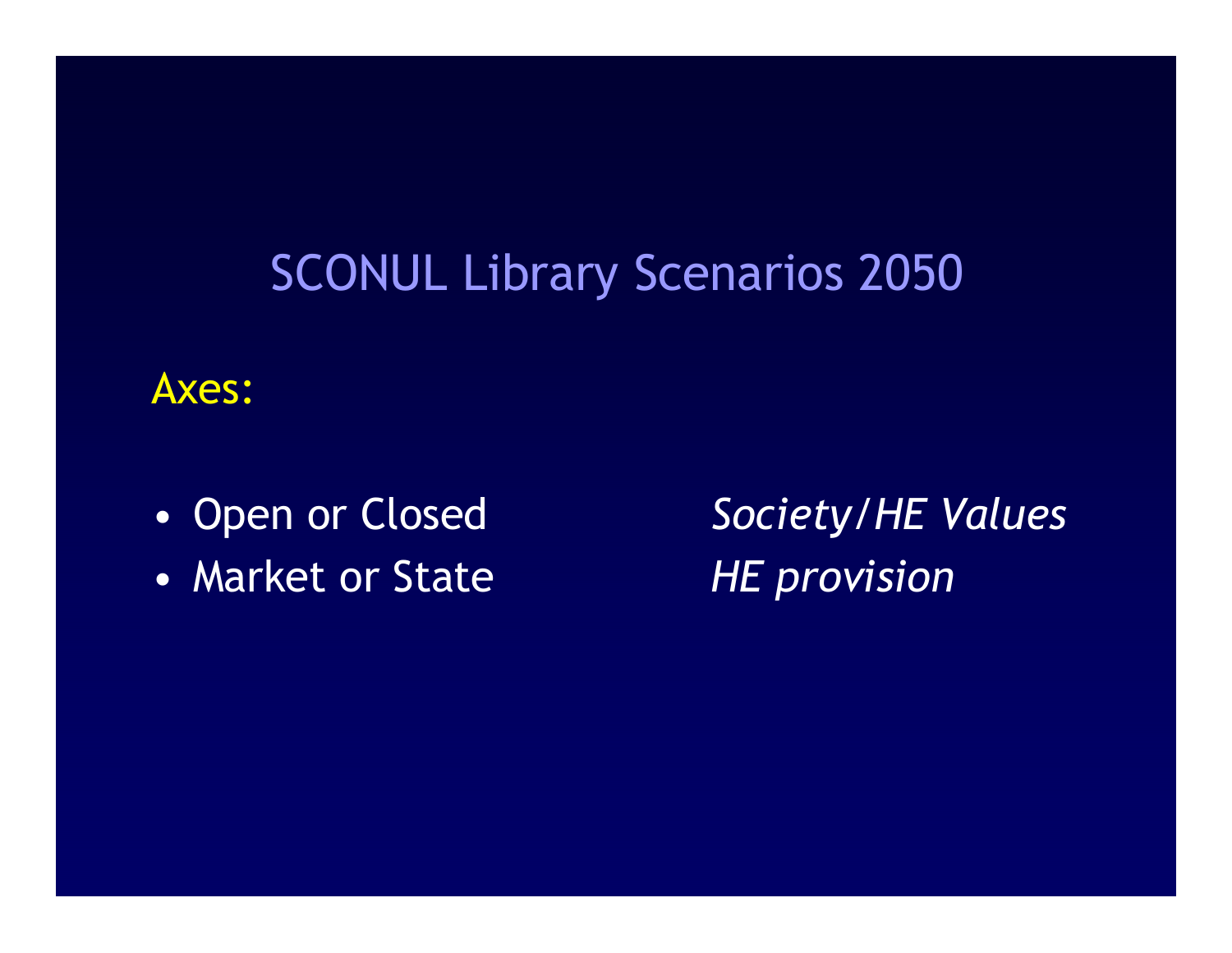# SCONUL Library Scenarios 2050

Axes:

| | |
|---|---|
| • Open or Closed | *Society/HE Values* |
| • Market or State | *HE provision* |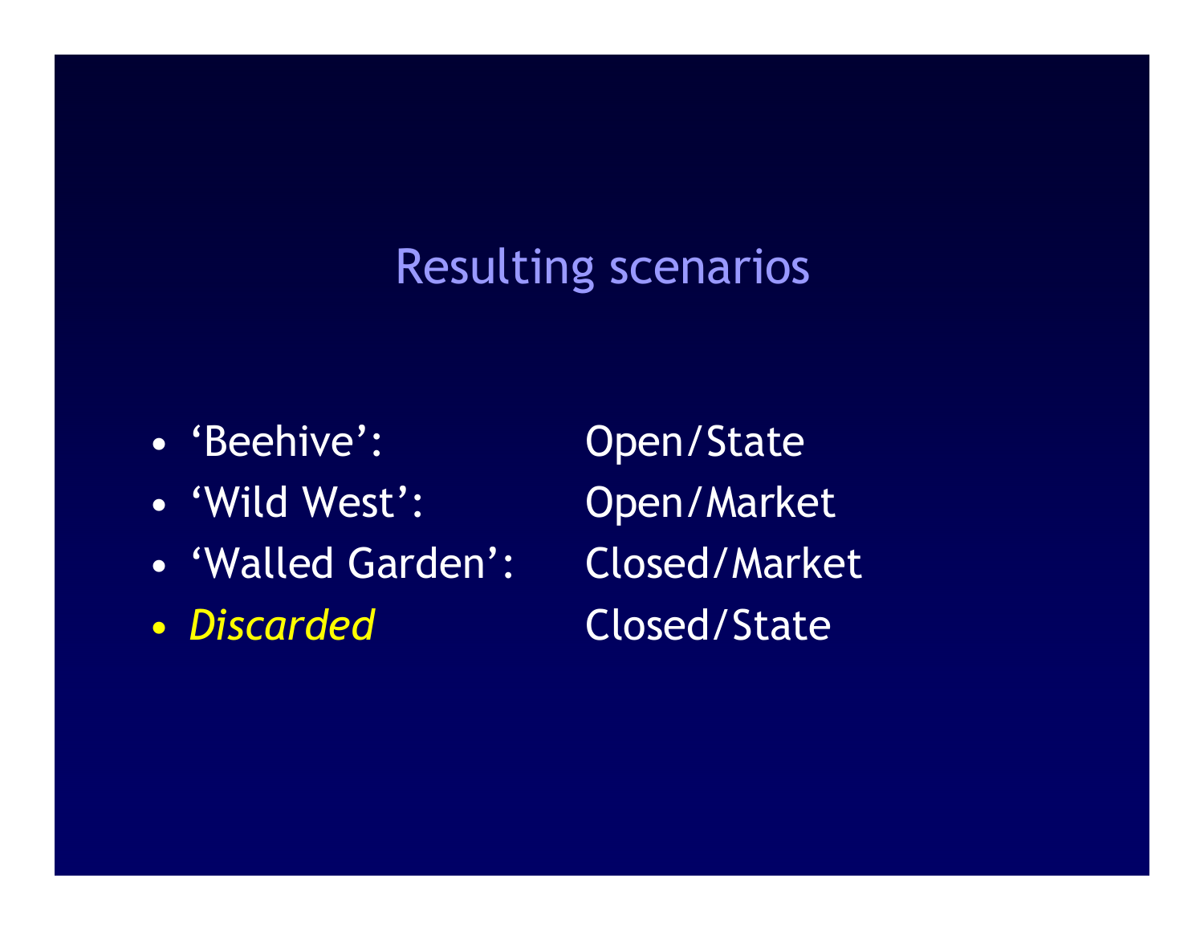# Resulting scenarios

- ‘Beehive’: Open/State
- ‘Wild West’: Open/Market
- ‘Walled Garden’: Closed/Market
- *Discarded* Closed/State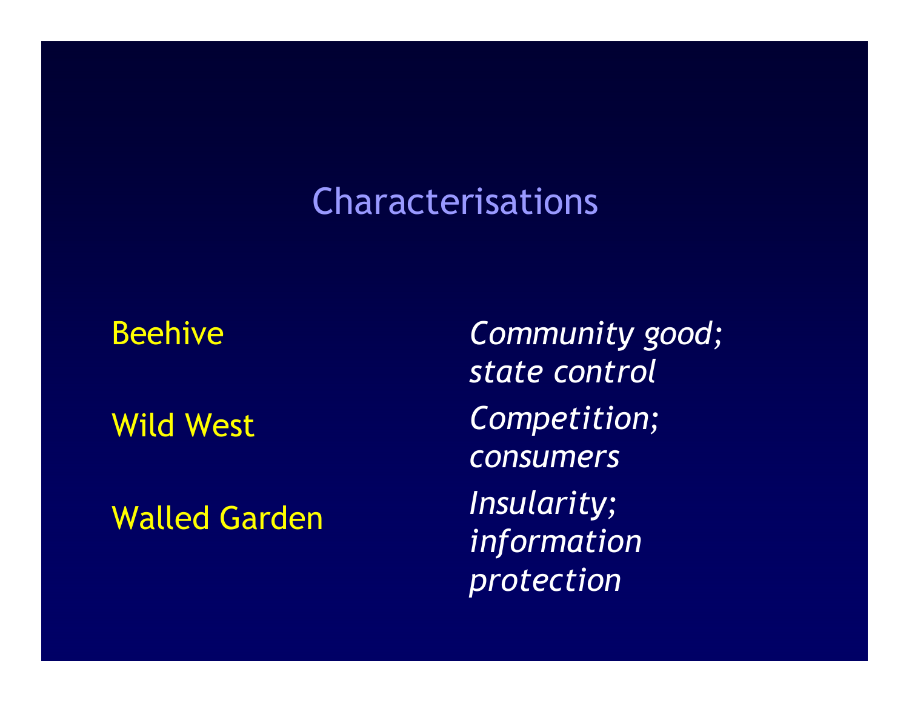# Characterisations

| | |
|---|---|
| Beehive | *Community good; state control* |
| Wild West | *Competition; consumers* |
| Walled Garden | *Insularity; information protection* |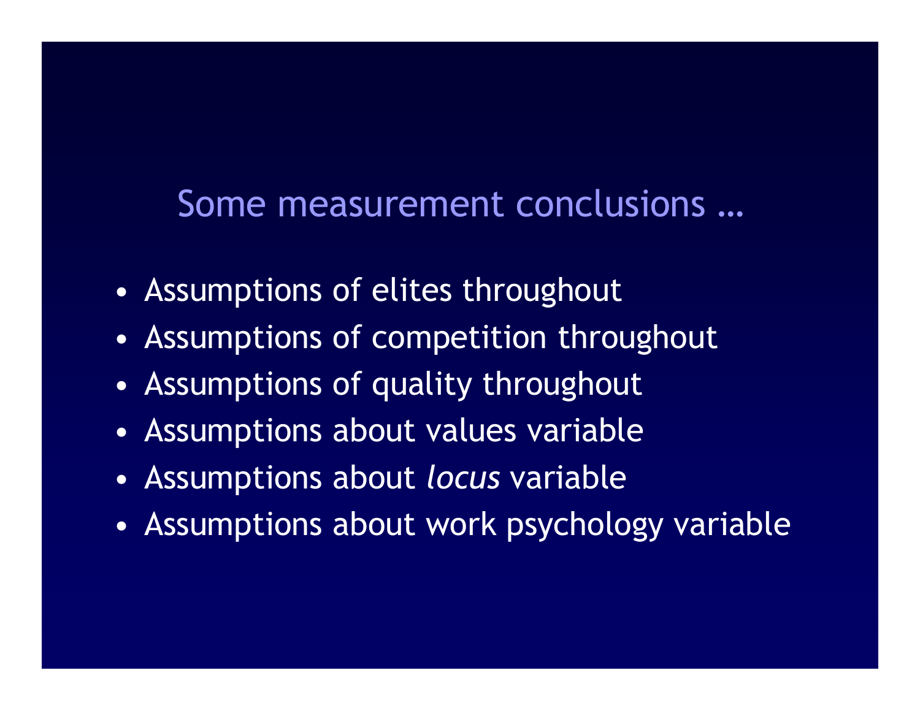## Some measurement conclusions …

- Assumptions of elites throughout
- Assumptions of competition throughout
- Assumptions of quality throughout
- Assumptions about values variable
- Assumptions about *locus* variable
- Assumptions about work psychology variable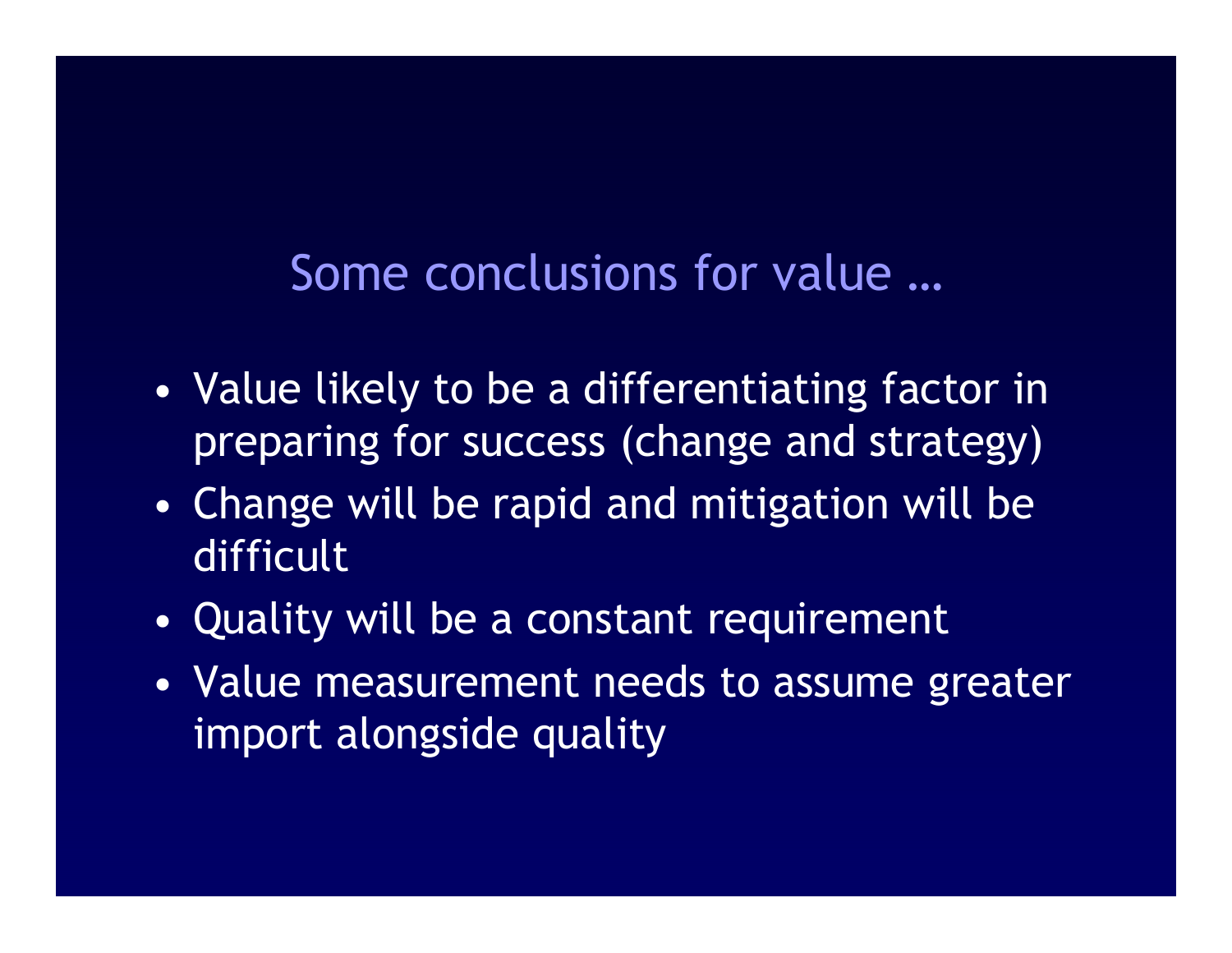# Some conclusions for value …

- Value likely to be a differentiating factor in preparing for success (change and strategy)
- Change will be rapid and mitigation will be difficult
- Quality will be a constant requirement
- Value measurement needs to assume greater import alongside quality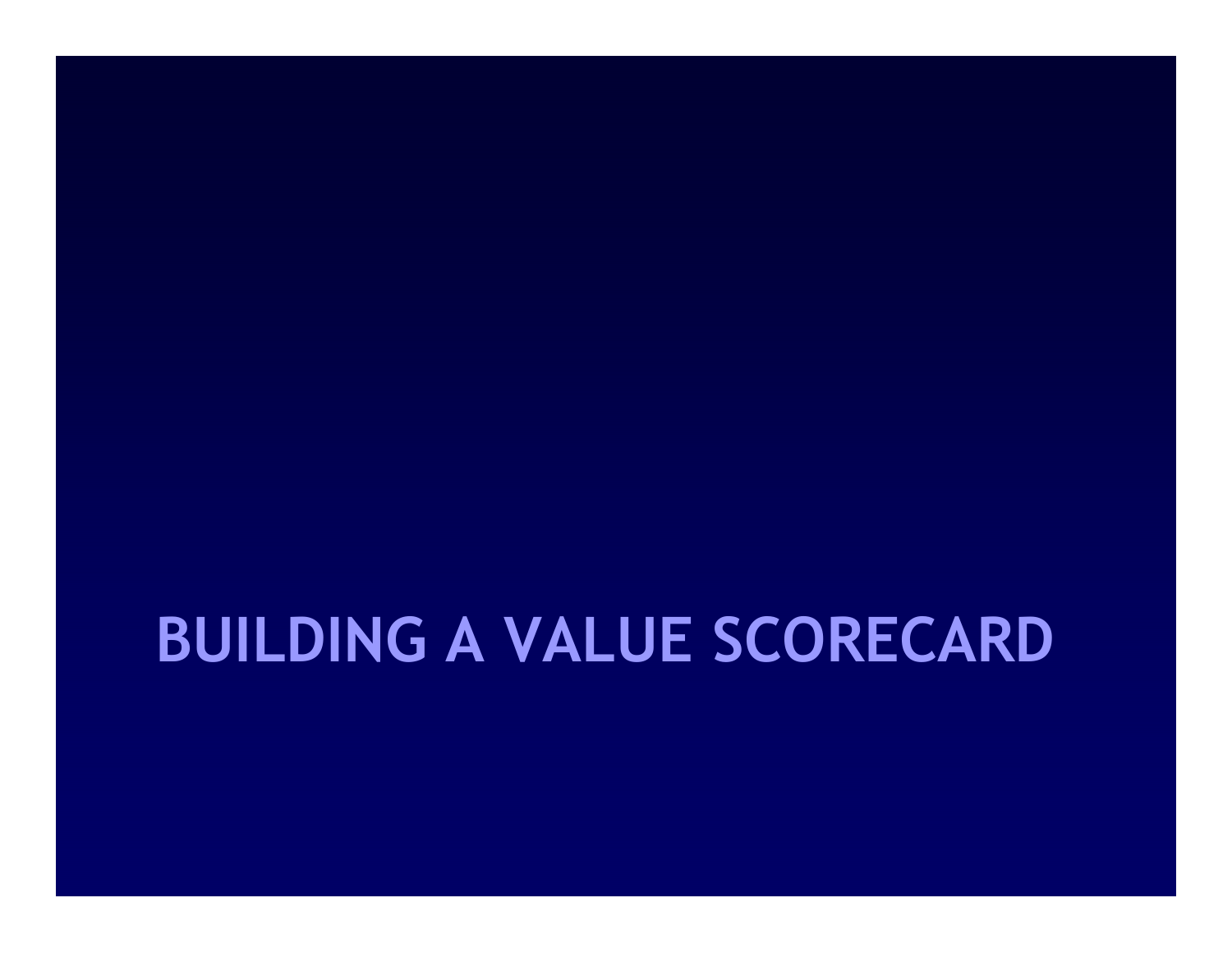# BUILDING A VALUE SCORECARD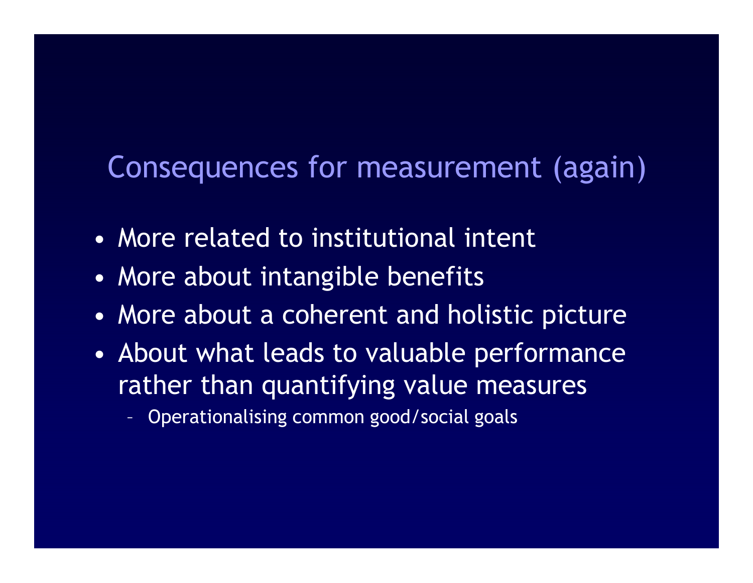# Consequences for measurement (again)

- More related to institutional intent
- More about intangible benefits
- More about a coherent and holistic picture
- About what leads to valuable performance rather than quantifying value measures
  - Operationalising common good/social goals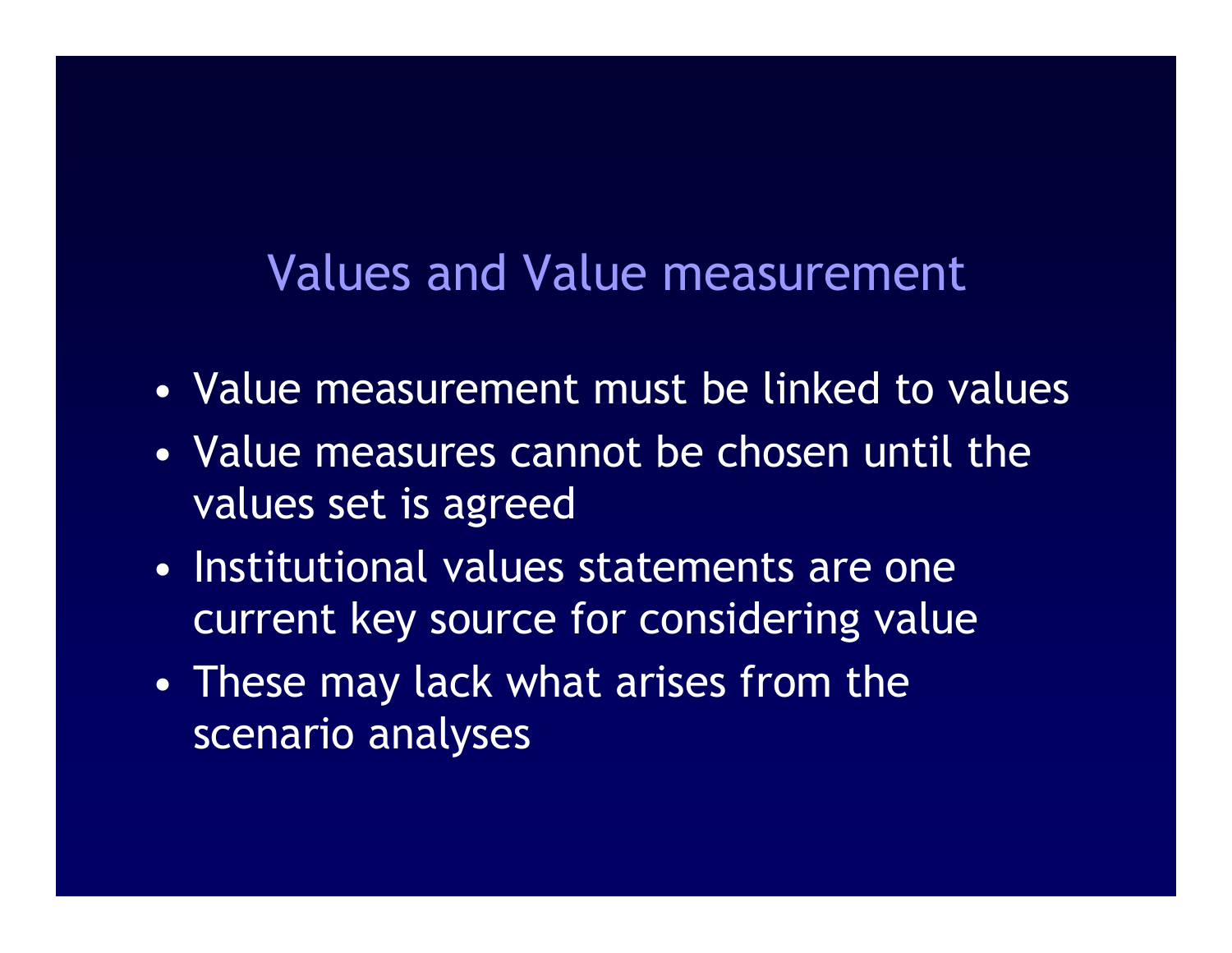## Values and Value measurement

- Value measurement must be linked to values
- Value measures cannot be chosen until the values set is agreed
- Institutional values statements are one current key source for considering value
- These may lack what arises from the scenario analyses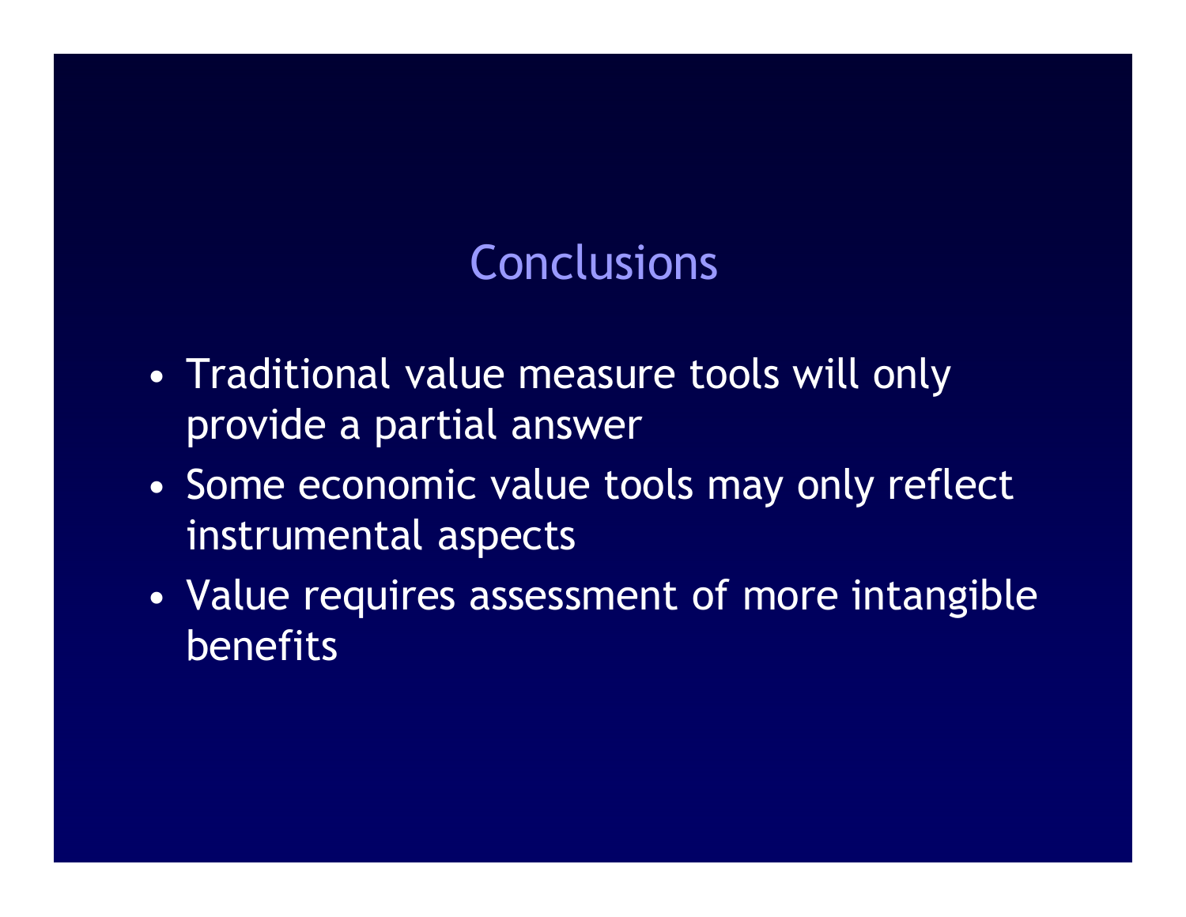# Conclusions

- Traditional value measure tools will only provide a partial answer
- Some economic value tools may only reflect instrumental aspects
- Value requires assessment of more intangible benefits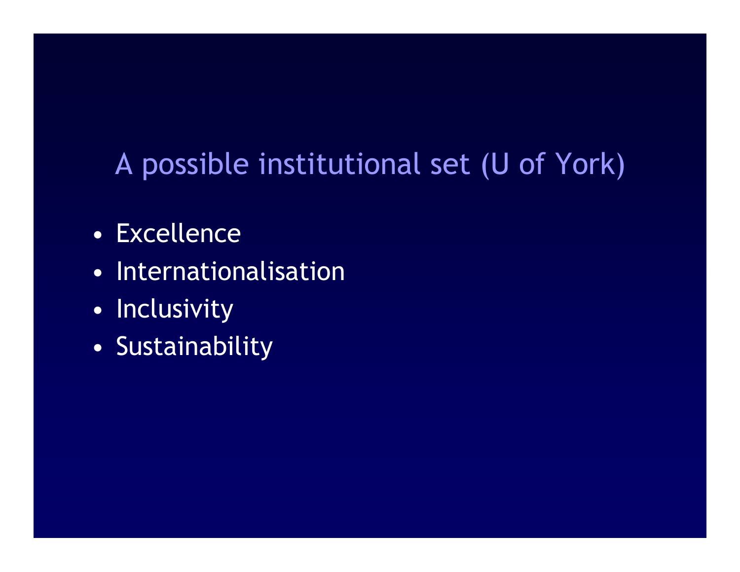## A possible institutional set (U of York)

- Excellence
- Internationalisation
- Inclusivity
- Sustainability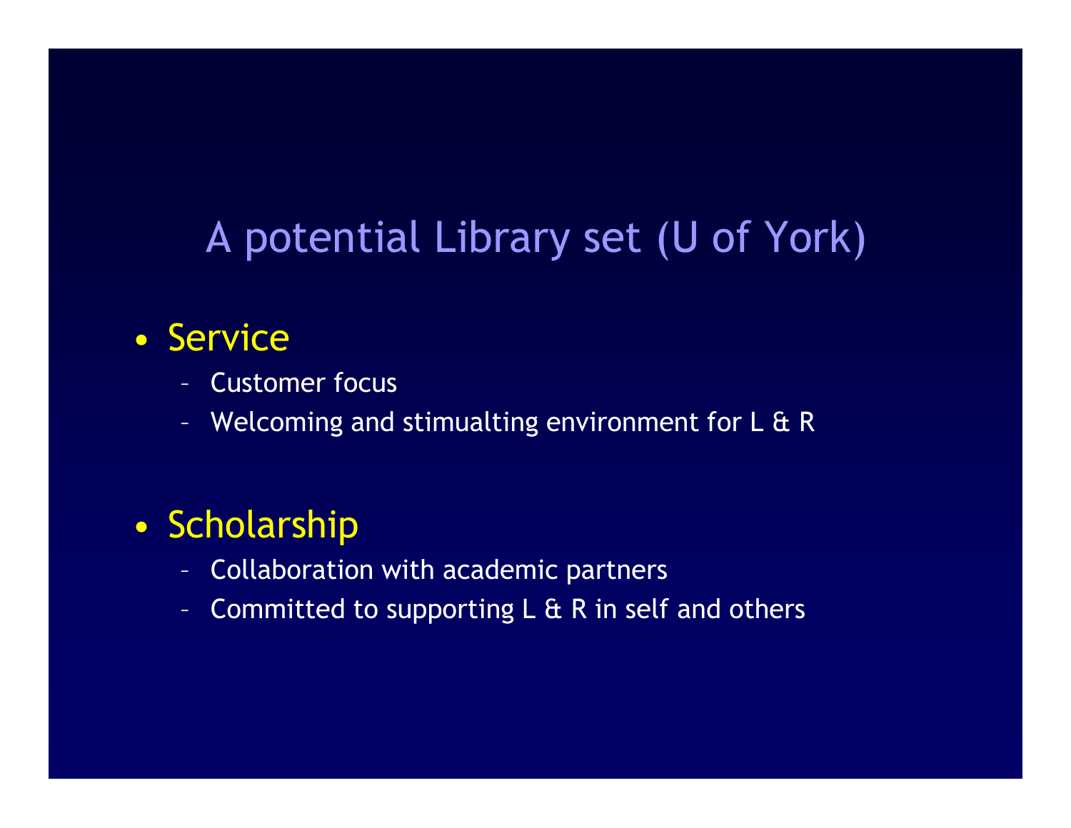# A potential Library set (U of York)

- Service
  - Customer focus
  - Welcoming and stimualting environment for L & R
- Scholarship
  - Collaboration with academic partners
  - Committed to supporting L & R in self and others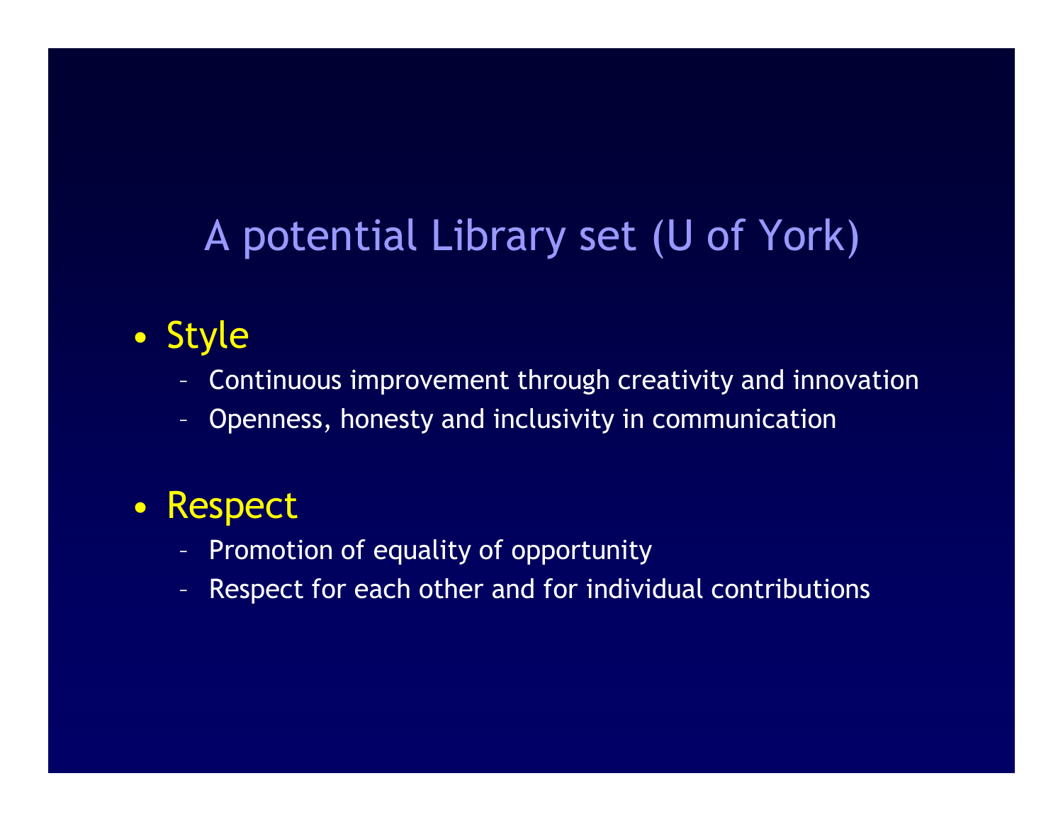# A potential Library set (U of York)

- Style
  - Continuous improvement through creativity and innovation
  - Openness, honesty and inclusivity in communication
- Respect
  - Promotion of equality of opportunity
  - Respect for each other and for individual contributions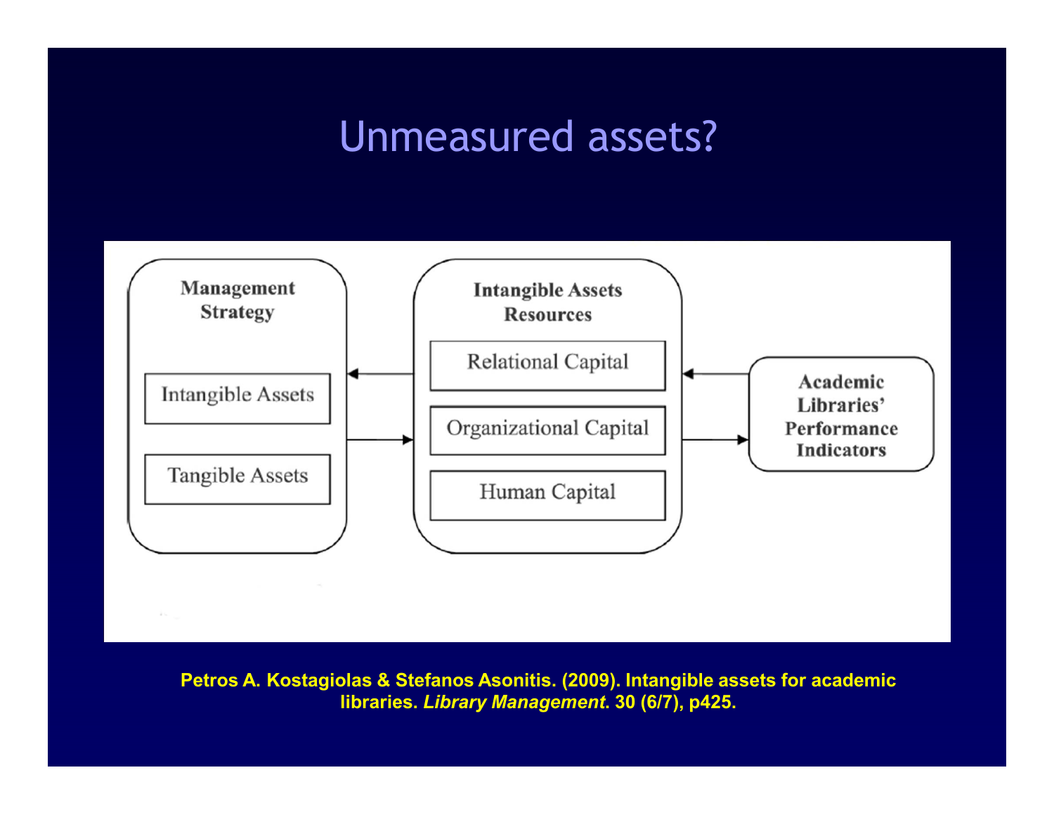# Unmeasured assets?

**Management Strategy**

- Intangible Assets
- Tangible Assets

**Intangible Assets Resources**

- Relational Capital
- Organizational Capital
- Human Capital

**Academic Libraries' Performance Indicators**

**Petros A. Kostagiolas & Stefanos Asonitis. (2009). Intangible assets for academic libraries. *Library Management*. 30 (6/7), p425.**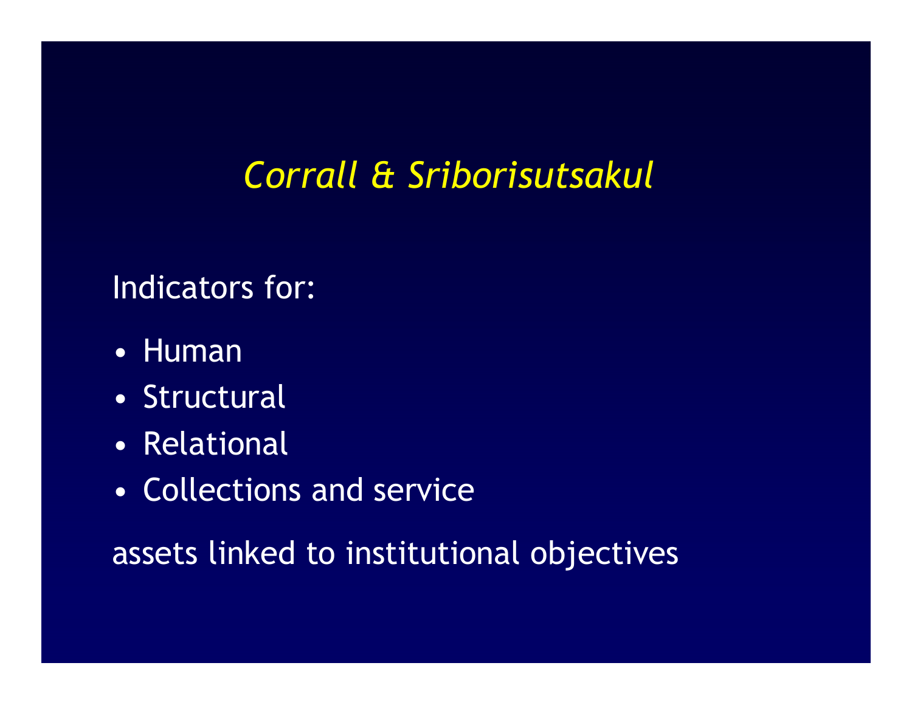## *Corrall & Sriborisutsakul*

Indicators for:

- Human
- Structural
- Relational
- Collections and service

assets linked to institutional objectives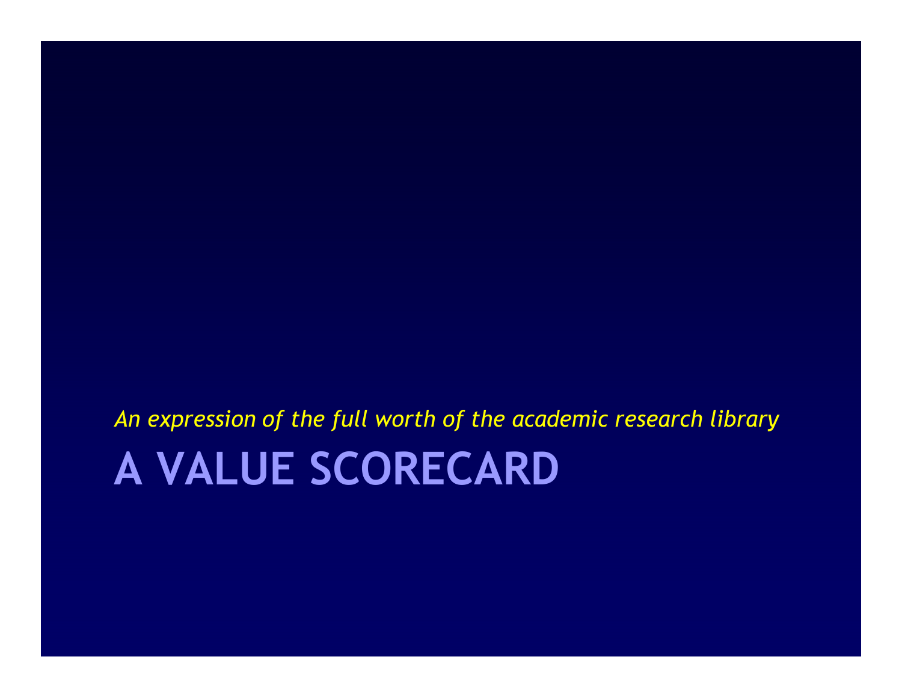*An expression of the full worth of the academic research library*

# A VALUE SCORECARD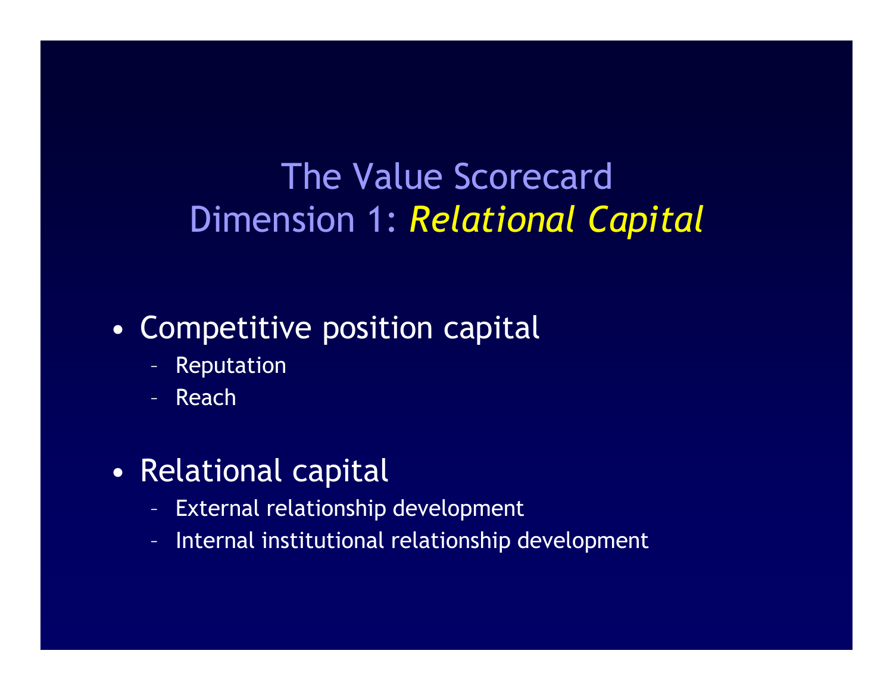# The Value Scorecard
# Dimension 1: *Relational Capital*

- Competitive position capital
  - Reputation
  - Reach

- Relational capital
  - External relationship development
  - Internal institutional relationship development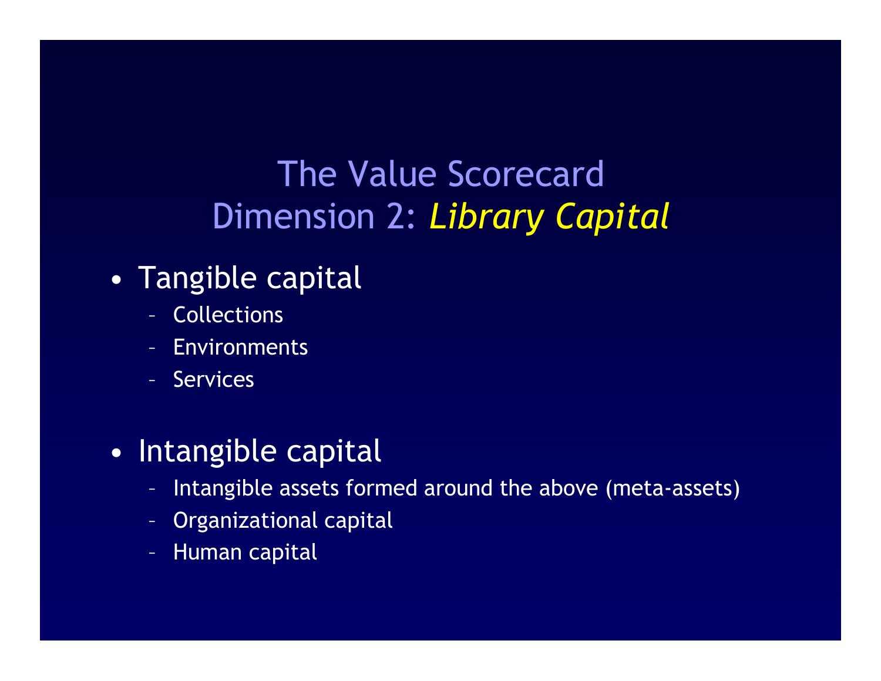# The Value Scorecard
# Dimension 2: *Library Capital*

- Tangible capital
  - Collections
  - Environments
  - Services

- Intangible capital
  - Intangible assets formed around the above (meta-assets)
  - Organizational capital
  - Human capital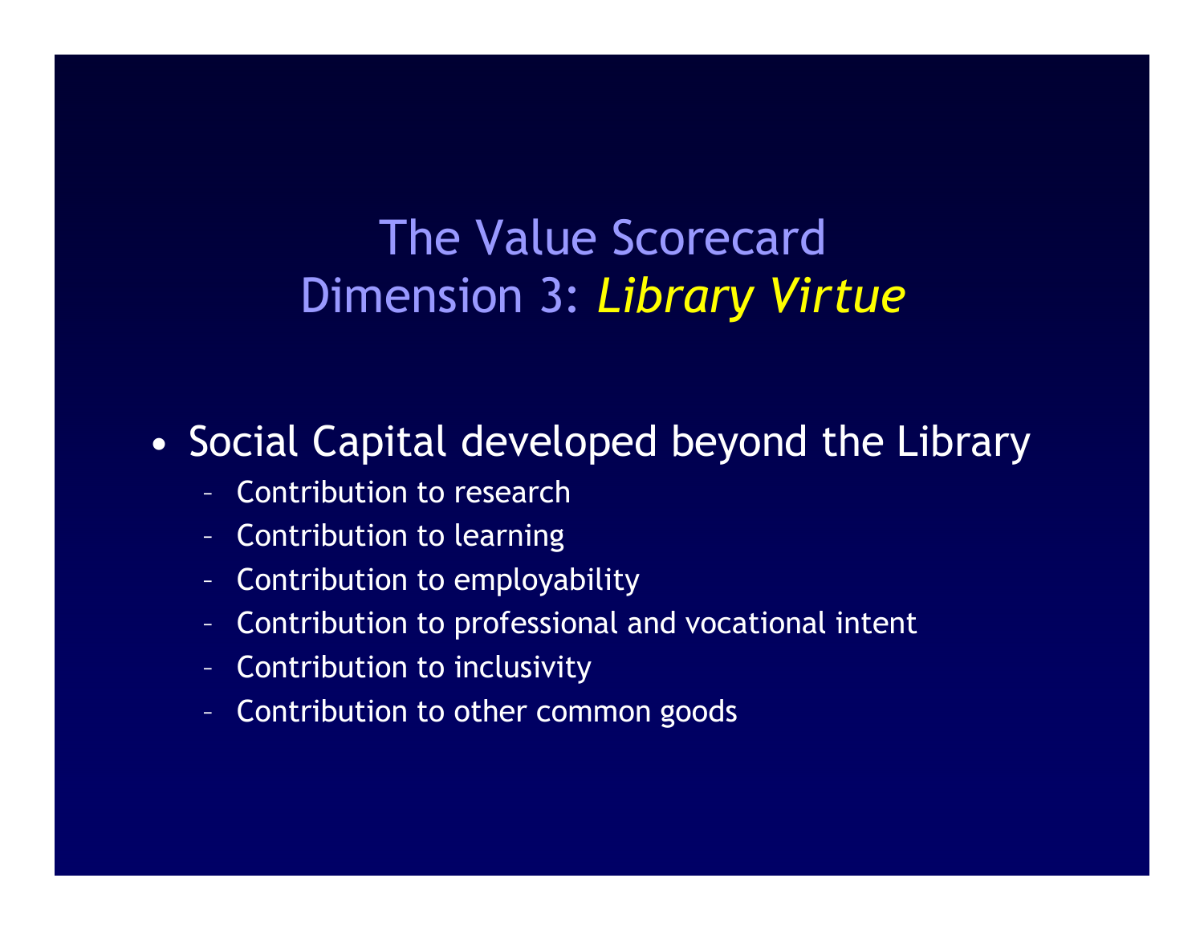# The Value Scorecard
# Dimension 3: *Library Virtue*

- Social Capital developed beyond the Library
  - Contribution to research
  - Contribution to learning
  - Contribution to employability
  - Contribution to professional and vocational intent
  - Contribution to inclusivity
  - Contribution to other common goods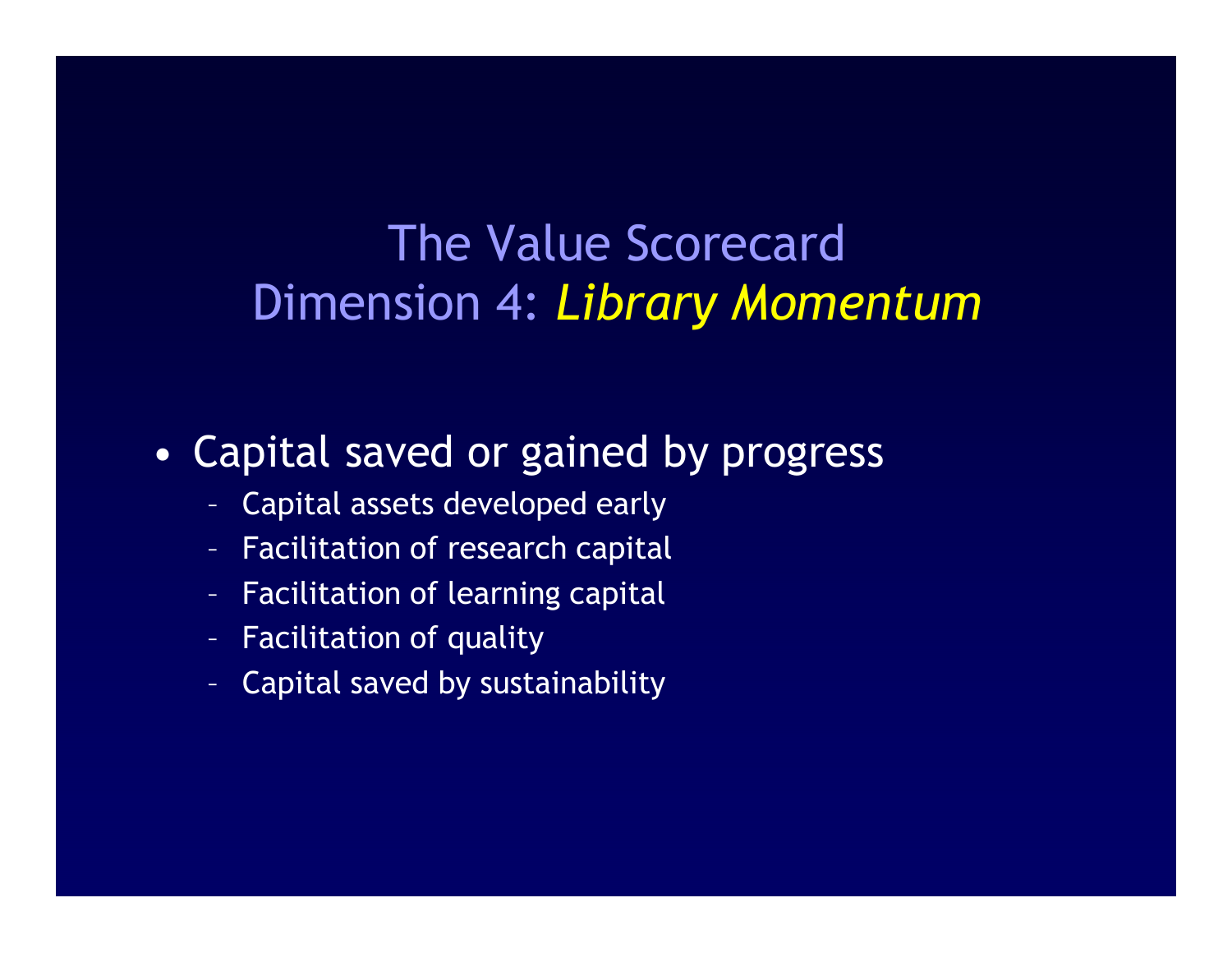# The Value Scorecard
## Dimension 4: *Library Momentum*

- Capital saved or gained by progress
  - Capital assets developed early
  - Facilitation of research capital
  - Facilitation of learning capital
  - Facilitation of quality
  - Capital saved by sustainability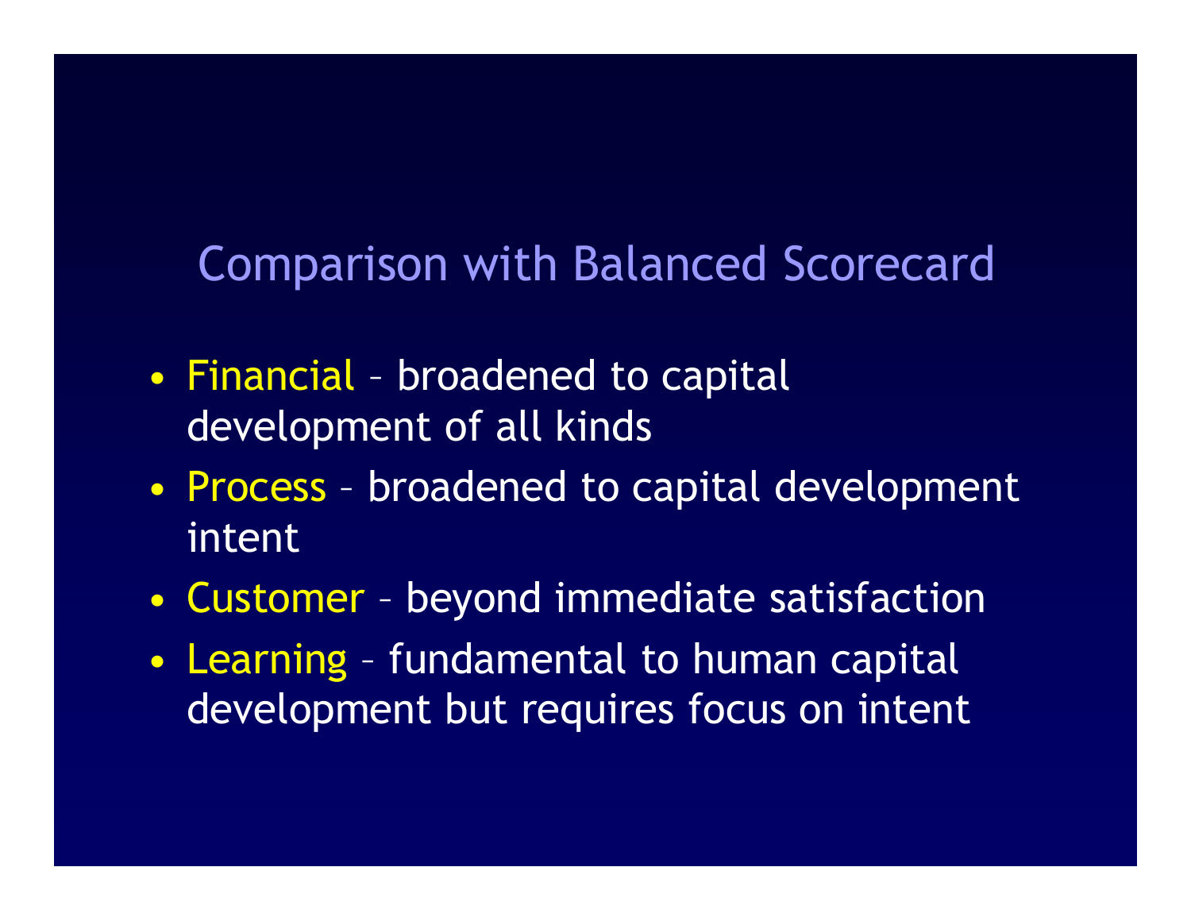## Comparison with Balanced Scorecard

- Financial – broadened to capital development of all kinds
- Process – broadened to capital development intent
- Customer – beyond immediate satisfaction
- Learning – fundamental to human capital development but requires focus on intent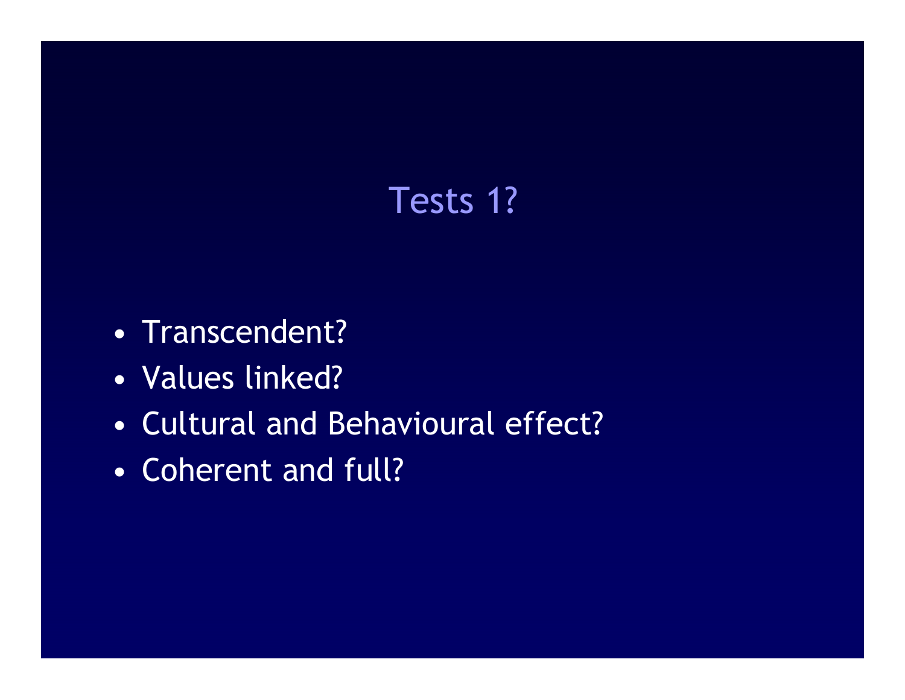# Tests 1?

- Transcendent?
- Values linked?
- Cultural and Behavioural effect?
- Coherent and full?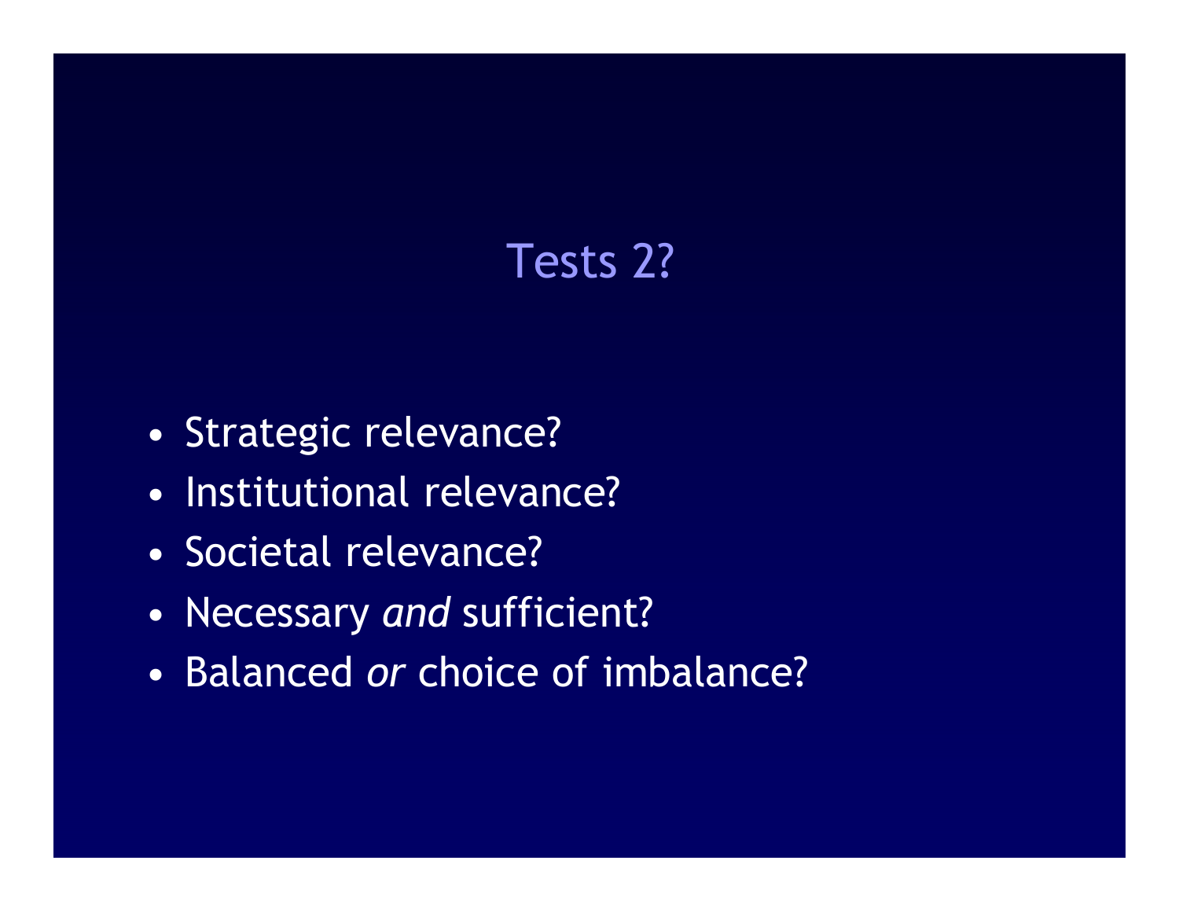# Tests 2?

- Strategic relevance?
- Institutional relevance?
- Societal relevance?
- Necessary *and* sufficient?
- Balanced *or* choice of imbalance?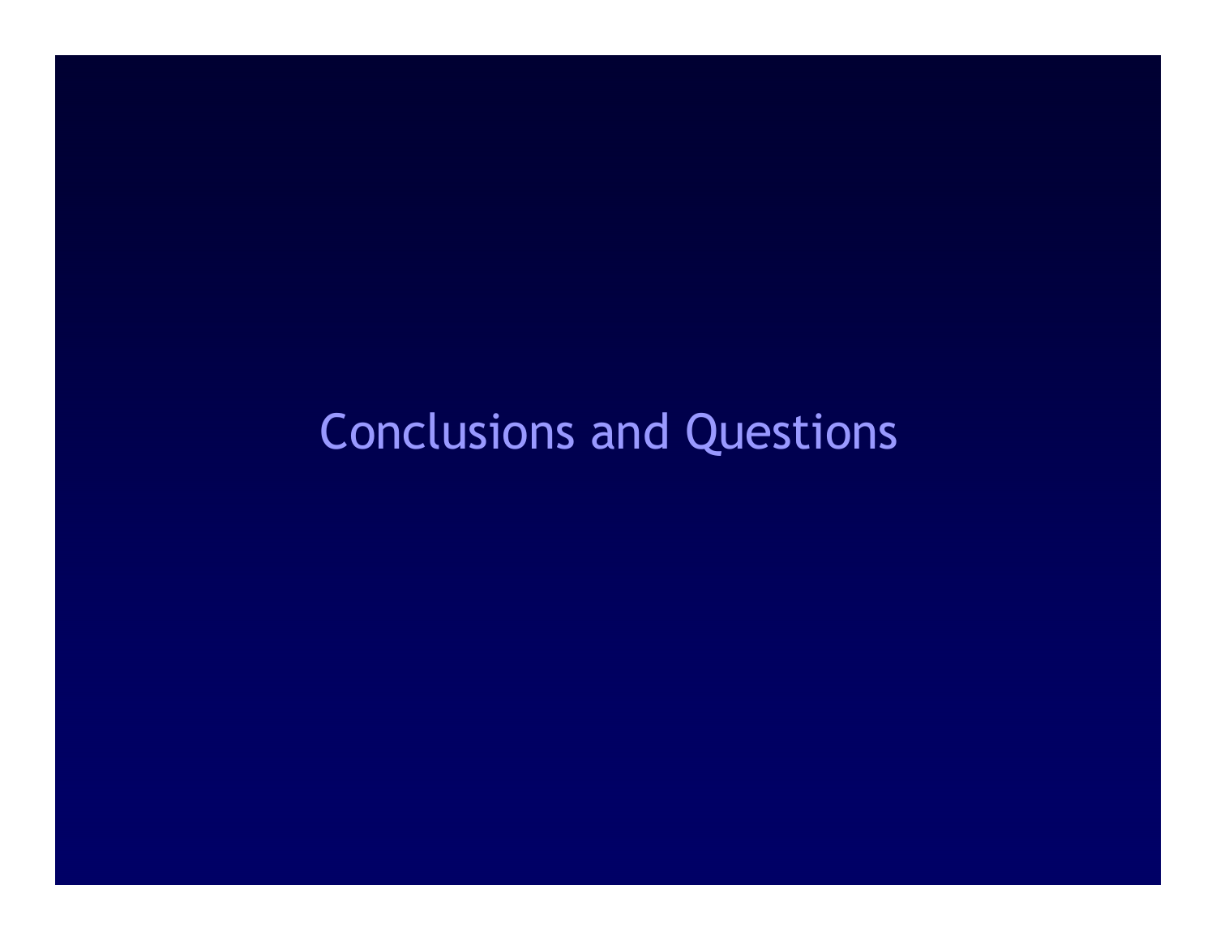# Conclusions and Questions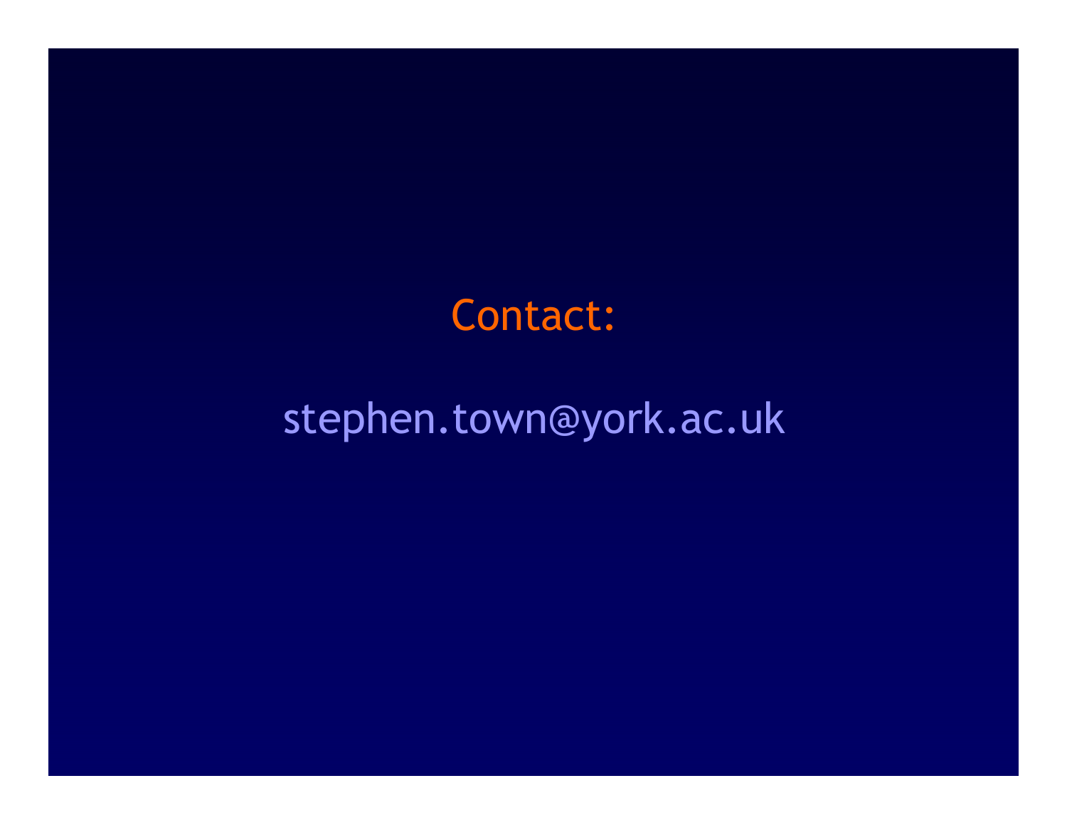Contact:

stephen.town@york.ac.uk